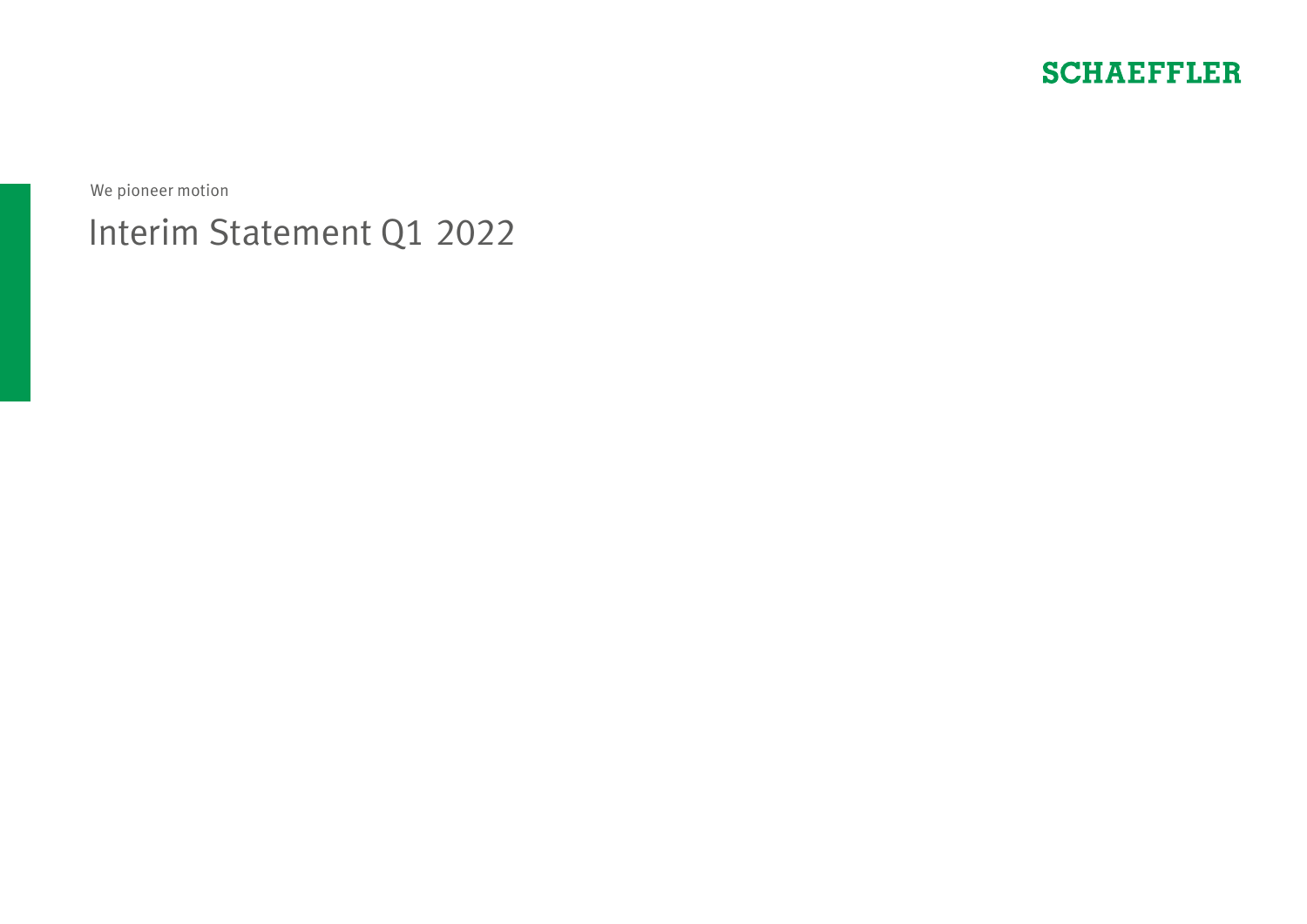SCHAEFFLER

We pioneer motion

# Interim Statement Q1 2022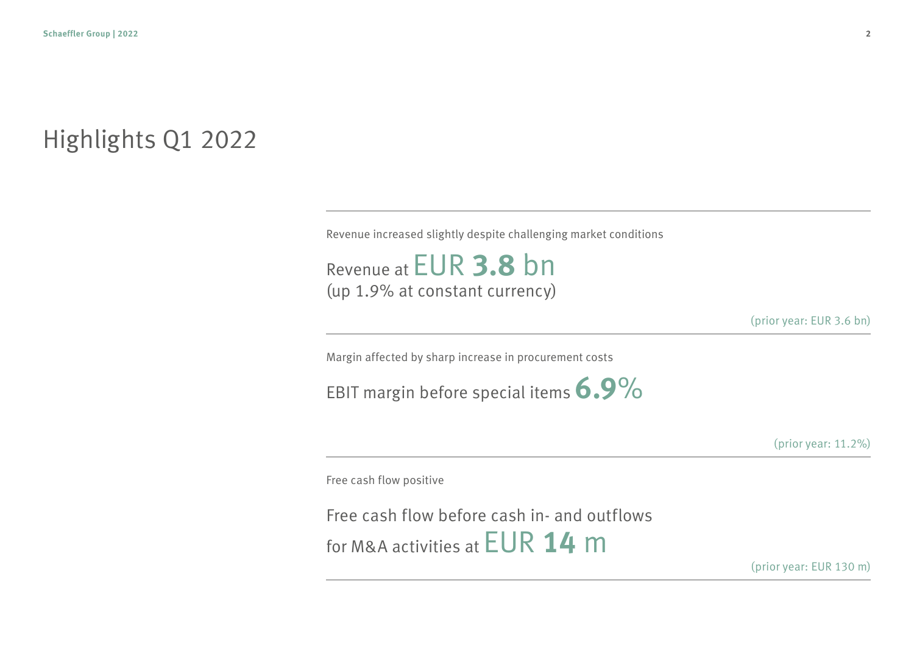# Highlights Q1 2022

Revenue increased slightly despite challenging market conditions

Revenue at EUR **3.8** bn
(up 1.9% at constant currency)

(prior year: EUR 3.6 bn)

Margin affected by sharp increase in procurement costs

EBIT margin before special items **6.9**%

(prior year: 11.2%)

Free cash flow positive

Free cash flow before cash in- and outflows for M&A activities at EUR **14** m

(prior year: EUR 130 m)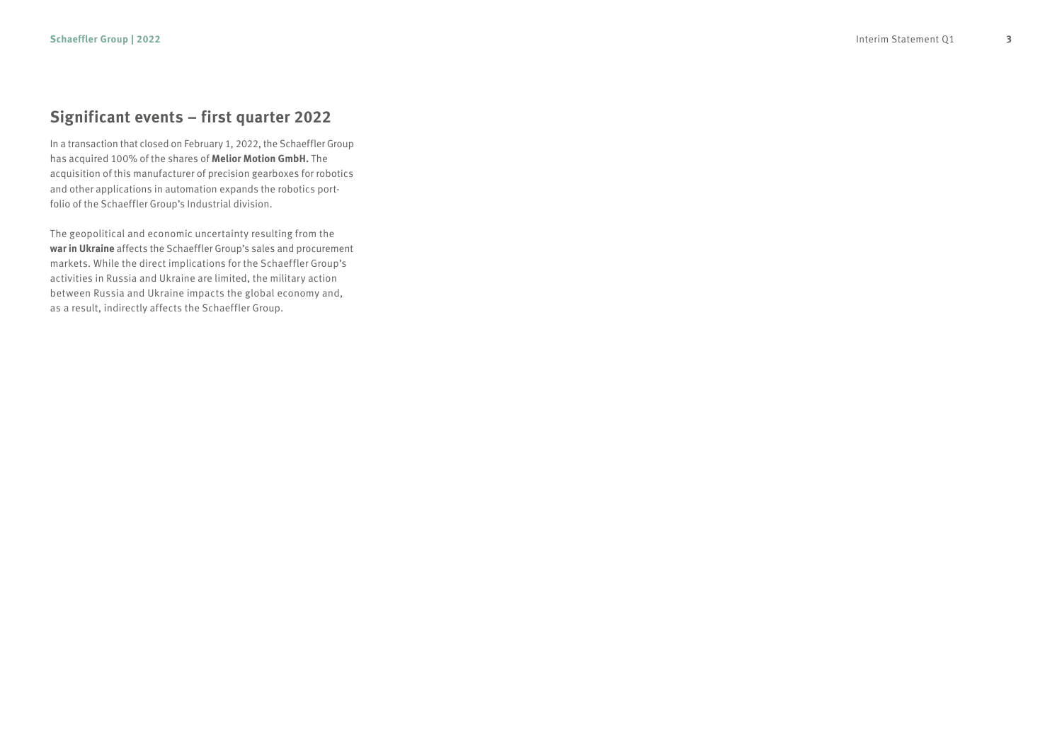## Significant events – first quarter 2022

In a transaction that closed on February 1, 2022, the Schaeffler Group has acquired 100% of the shares of **Melior Motion GmbH.** The acquisition of this manufacturer of precision gearboxes for robotics and other applications in automation expands the robotics portfolio of the Schaeffler Group's Industrial division.

The geopolitical and economic uncertainty resulting from the **war in Ukraine** affects the Schaeffler Group's sales and procurement markets. While the direct implications for the Schaeffler Group's activities in Russia and Ukraine are limited, the military action between Russia and Ukraine impacts the global economy and, as a result, indirectly affects the Schaeffler Group.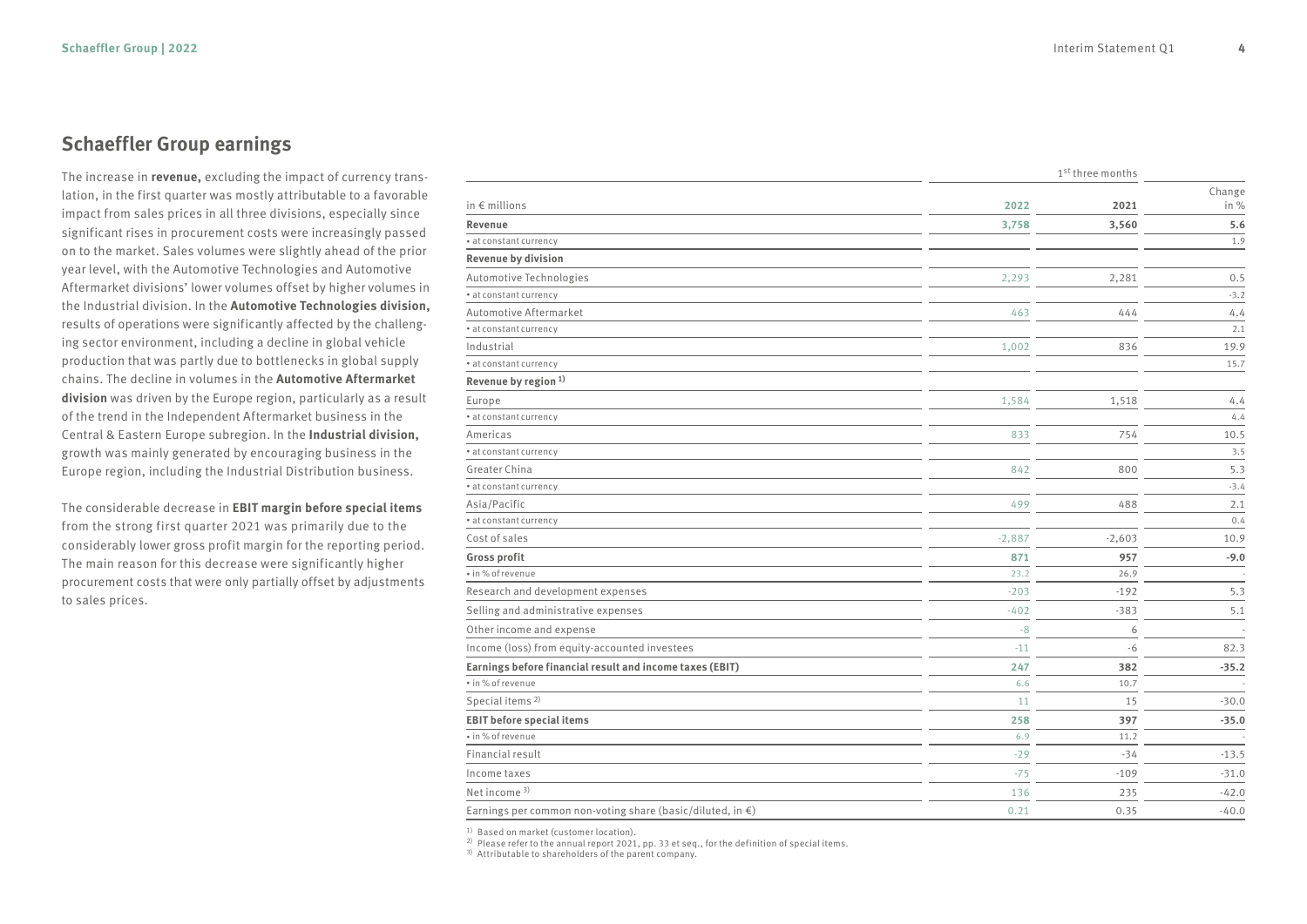## Schaeffler Group earnings

The increase in **revenue,** excluding the impact of currency translation, in the first quarter was mostly attributable to a favorable impact from sales prices in all three divisions, especially since significant rises in procurement costs were increasingly passed on to the market. Sales volumes were slightly ahead of the prior year level, with the Automotive Technologies and Automotive Aftermarket divisions' lower volumes offset by higher volumes in the Industrial division. In the **Automotive Technologies division,** results of operations were significantly affected by the challenging sector environment, including a decline in global vehicle production that was partly due to bottlenecks in global supply chains. The decline in volumes in the **Automotive Aftermarket division** was driven by the Europe region, particularly as a result of the trend in the Independent Aftermarket business in the Central & Eastern Europe subregion. In the **Industrial division,** growth was mainly generated by encouraging business in the Europe region, including the Industrial Distribution business.

The considerable decrease in **EBIT margin before special items** from the strong first quarter 2021 was primarily due to the considerably lower gross profit margin for the reporting period. The main reason for this decrease were significantly higher procurement costs that were only partially offset by adjustments to sales prices.

| | 1st three months | | |
|---|---|---|---|
| in € millions | 2022 | 2021 | Change in % |
| **Revenue** | **3,758** | **3,560** | **5.6** |
| • at constant currency | | | 1.9 |
| **Revenue by division** | | | |
| Automotive Technologies | 2,293 | 2,281 | 0.5 |
| • at constant currency | | | -3.2 |
| Automotive Aftermarket | 463 | 444 | 4.4 |
| • at constant currency | | | 2.1 |
| Industrial | 1,002 | 836 | 19.9 |
| • at constant currency | | | 15.7 |
| **Revenue by region** [1] | | | |
| Europe | 1,584 | 1,518 | 4.4 |
| • at constant currency | | | 4.4 |
| Americas | 833 | 754 | 10.5 |
| • at constant currency | | | 3.5 |
| Greater China | 842 | 800 | 5.3 |
| • at constant currency | | | -3.4 |
| Asia/Pacific | 499 | 488 | 2.1 |
| • at constant currency | | | 0.4 |
| Cost of sales | -2,887 | -2,603 | 10.9 |
| **Gross profit** | **871** | **957** | **-9.0** |
| • in % of revenue | 23.2 | 26.9 | - |
| Research and development expenses | -203 | -192 | 5.3 |
| Selling and administrative expenses | -402 | -383 | 5.1 |
| Other income and expense | -8 | 6 | - |
| Income (loss) from equity-accounted investees | -11 | -6 | 82.3 |
| **Earnings before financial result and income taxes (EBIT)** | **247** | **382** | **-35.2** |
| • in % of revenue | 6.6 | 10.7 | - |
| Special items [2] | 11 | 15 | -30.0 |
| **EBIT before special items** | **258** | **397** | **-35.0** |
| • in % of revenue | 6.9 | 11.2 | - |
| Financial result | -29 | -34 | -13.5 |
| Income taxes | -75 | -109 | -31.0 |
| Net income [3] | 136 | 235 | -42.0 |
| Earnings per common non-voting share (basic/diluted, in €) | 0.21 | 0.35 | -40.0 |

[1] Based on market (customer location).
[2] Please refer to the annual report 2021, pp. 33 et seq., for the definition of special items.
[3] Attributable to shareholders of the parent company.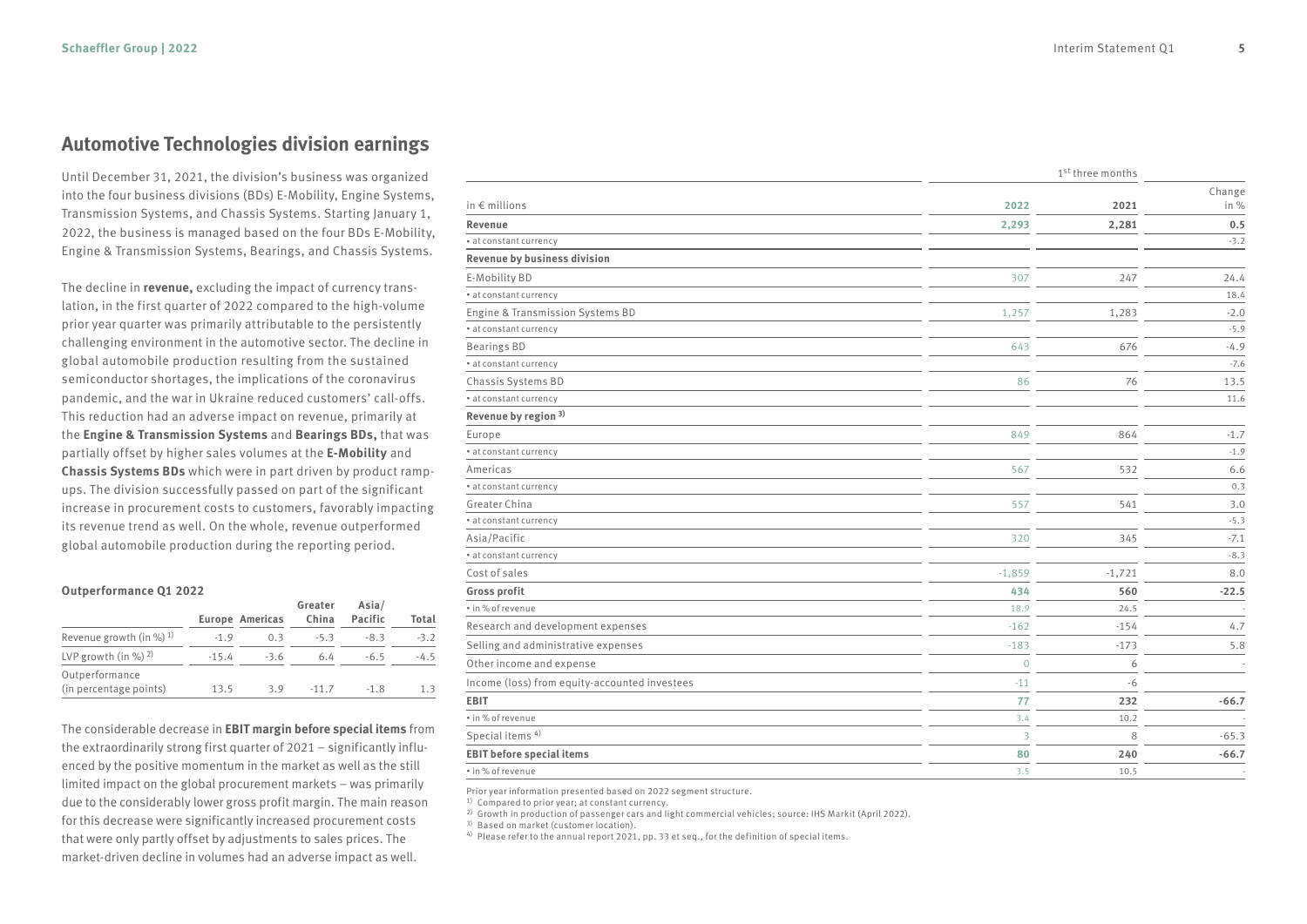## Automotive Technologies division earnings

Until December 31, 2021, the division's business was organized into the four business divisions (BDs) E-Mobility, Engine Systems, Transmission Systems, and Chassis Systems. Starting January 1, 2022, the business is managed based on the four BDs E-Mobility, Engine & Transmission Systems, Bearings, and Chassis Systems.

The decline in **revenue,** excluding the impact of currency translation, in the first quarter of 2022 compared to the high-volume prior year quarter was primarily attributable to the persistently challenging environment in the automotive sector. The decline in global automobile production resulting from the sustained semiconductor shortages, the implications of the coronavirus pandemic, and the war in Ukraine reduced customers' call-offs. This reduction had an adverse impact on revenue, primarily at the **Engine & Transmission Systems** and **Bearings BDs,** that was partially offset by higher sales volumes at the **E-Mobility** and **Chassis Systems BDs** which were in part driven by product ramp-ups. The division successfully passed on part of the significant increase in procurement costs to customers, favorably impacting its revenue trend as well. On the whole, revenue outperformed global automobile production during the reporting period.

**Outperformance Q1 2022**

| | Europe | Americas | Greater China | Asia/ Pacific | Total |
|---|---|---|---|---|---|
| Revenue growth (in %) [1] | -1.9 | 0.3 | -5.3 | -8.3 | -3.2 |
| LVP growth (in %) [2] | -15.4 | -3.6 | 6.4 | -6.5 | -4.5 |
| Outperformance (in percentage points) | 13.5 | 3.9 | -11.7 | -1.8 | 1.3 |

The considerable decrease in **EBIT margin before special items** from the extraordinarily strong first quarter of 2021 – significantly influenced by the positive momentum in the market as well as the still limited impact on the global procurement markets – was primarily due to the considerably lower gross profit margin. The main reason for this decrease were significantly increased procurement costs that were only partly offset by adjustments to sales prices. The market-driven decline in volumes had an adverse impact as well.

| in € millions | 1st three months 2022 | 2021 | Change in % |
|---|---|---|---|
| **Revenue** | **2,293** | **2,281** | **0.5** |
| • at constant currency | | | -3.2 |
| **Revenue by business division** | | | |
| E-Mobility BD | 307 | 247 | 24.4 |
| • at constant currency | | | 18.4 |
| Engine & Transmission Systems BD | 1,257 | 1,283 | -2.0 |
| • at constant currency | | | -5.9 |
| Bearings BD | 643 | 676 | -4.9 |
| • at constant currency | | | -7.6 |
| Chassis Systems BD | 86 | 76 | 13.5 |
| • at constant currency | | | 11.6 |
| **Revenue by region [3]** | | | |
| Europe | 849 | 864 | -1.7 |
| • at constant currency | | | -1.9 |
| Americas | 567 | 532 | 6.6 |
| • at constant currency | | | 0.3 |
| Greater China | 557 | 541 | 3.0 |
| • at constant currency | | | -5.3 |
| Asia/Pacific | 320 | 345 | -7.1 |
| • at constant currency | | | -8.3 |
| Cost of sales | -1,859 | -1,721 | 8.0 |
| **Gross profit** | **434** | **560** | **-22.5** |
| • in % of revenue | 18.9 | 24.5 | - |
| Research and development expenses | -162 | -154 | 4.7 |
| Selling and administrative expenses | -183 | -173 | 5.8 |
| Other income and expense | 0 | 6 | - |
| Income (loss) from equity-accounted investees | -11 | -6 | |
| **EBIT** | **77** | **232** | **-66.7** |
| • in % of revenue | 3.4 | 10.2 | - |
| Special items [4] | 3 | 8 | -65.3 |
| **EBIT before special items** | **80** | **240** | **-66.7** |
| • in % of revenue | 3.5 | 10.5 | - |

Prior year information presented based on 2022 segment structure.

[1] Compared to prior year; at constant currency.

[2] Growth in production of passenger cars and light commercial vehicles; source: IHS Markit (April 2022).

[3] Based on market (customer location).

[4] Please refer to the annual report 2021, pp. 33 et seq., for the definition of special items.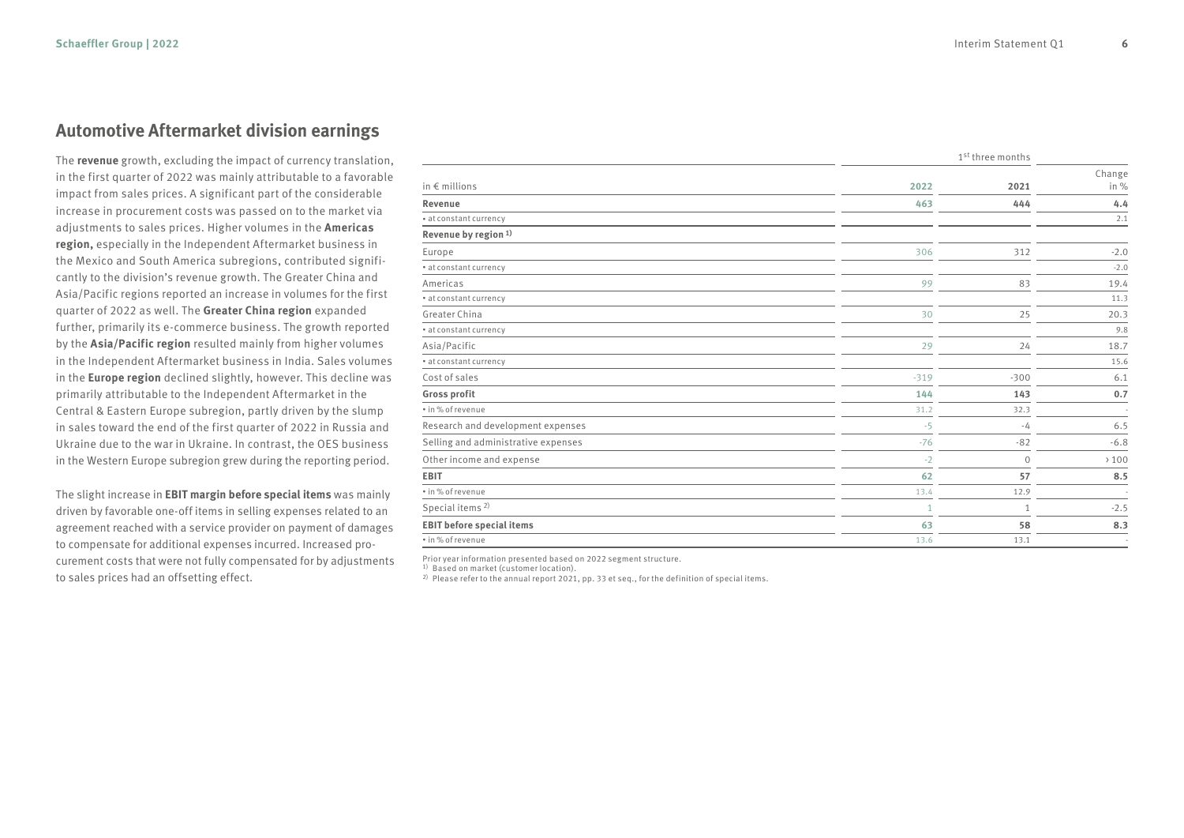## Automotive Aftermarket division earnings

The **revenue** growth, excluding the impact of currency translation, in the first quarter of 2022 was mainly attributable to a favorable impact from sales prices. A significant part of the considerable increase in procurement costs was passed on to the market via adjustments to sales prices. Higher volumes in the **Americas region,** especially in the Independent Aftermarket business in the Mexico and South America subregions, contributed significantly to the division's revenue growth. The Greater China and Asia/Pacific regions reported an increase in volumes for the first quarter of 2022 as well. The **Greater China region** expanded further, primarily its e-commerce business. The growth reported by the **Asia/Pacific region** resulted mainly from higher volumes in the Independent Aftermarket business in India. Sales volumes in the **Europe region** declined slightly, however. This decline was primarily attributable to the Independent Aftermarket in the Central & Eastern Europe subregion, partly driven by the slump in sales toward the end of the first quarter of 2022 in Russia and Ukraine due to the war in Ukraine. In contrast, the OES business in the Western Europe subregion grew during the reporting period.

The slight increase in **EBIT margin before special items** was mainly driven by favorable one-off items in selling expenses related to an agreement reached with a service provider on payment of damages to compensate for additional expenses incurred. Increased procurement costs that were not fully compensated for by adjustments to sales prices had an offsetting effect.

| | 1st three months | | |
|---|---|---|---|
| in € millions | **2022** | **2021** | Change in % |
| **Revenue** | **463** | **444** | **4.4** |
| • at constant currency | | | 2.1 |
| **Revenue by region [1)]** | | | |
| Europe | 306 | 312 | -2.0 |
| • at constant currency | | | -2.0 |
| Americas | 99 | 83 | 19.4 |
| • at constant currency | | | 11.3 |
| Greater China | 30 | 25 | 20.3 |
| • at constant currency | | | 9.8 |
| Asia/Pacific | 29 | 24 | 18.7 |
| • at constant currency | | | 15.6 |
| Cost of sales | -319 | -300 | 6.1 |
| **Gross profit** | **144** | **143** | **0.7** |
| • in % of revenue | 31.2 | 32.3 | - |
| Research and development expenses | -5 | -4 | 6.5 |
| Selling and administrative expenses | -76 | -82 | -6.8 |
| Other income and expense | -2 | 0 | > 100 |
| **EBIT** | **62** | **57** | **8.5** |
| • in % of revenue | 13.4 | 12.9 | - |
| Special items [2)] | 1 | 1 | -2.5 |
| **EBIT before special items** | **63** | **58** | **8.3** |
| • in % of revenue | 13.6 | 13.1 | - |

Prior year information presented based on 2022 segment structure.
[1)] Based on market (customer location).
[2)] Please refer to the annual report 2021, pp. 33 et seq., for the definition of special items.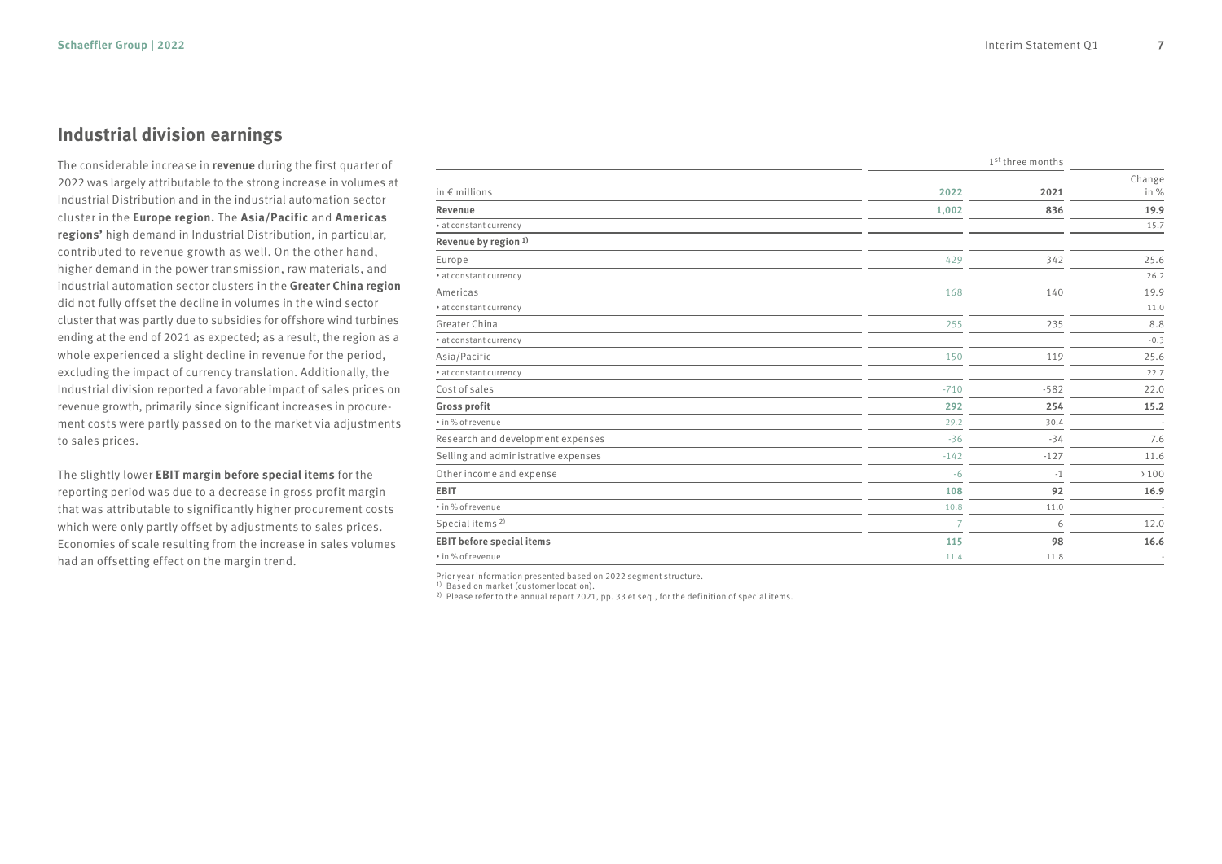## Industrial division earnings

The considerable increase in **revenue** during the first quarter of 2022 was largely attributable to the strong increase in volumes at Industrial Distribution and in the industrial automation sector cluster in the **Europe region.** The **Asia/Pacific** and **Americas regions'** high demand in Industrial Distribution, in particular, contributed to revenue growth as well. On the other hand, higher demand in the power transmission, raw materials, and industrial automation sector clusters in the **Greater China region** did not fully offset the decline in volumes in the wind sector cluster that was partly due to subsidies for offshore wind turbines ending at the end of 2021 as expected; as a result, the region as a whole experienced a slight decline in revenue for the period, excluding the impact of currency translation. Additionally, the Industrial division reported a favorable impact of sales prices on revenue growth, primarily since significant increases in procurement costs were partly passed on to the market via adjustments to sales prices.

The slightly lower **EBIT margin before special items** for the reporting period was due to a decrease in gross profit margin that was attributable to significantly higher procurement costs which were only partly offset by adjustments to sales prices. Economies of scale resulting from the increase in sales volumes had an offsetting effect on the margin trend.

| | 1st three months | | |
|---|---|---|---|
| in € millions | 2022 | 2021 | Change in % |
| **Revenue** | **1,002** | **836** | **19.9** |
| • at constant currency | | | 15.7 |
| **Revenue by region** [1] | | | |
| Europe | 429 | 342 | 25.6 |
| • at constant currency | | | 26.2 |
| Americas | 168 | 140 | 19.9 |
| • at constant currency | | | 11.0 |
| Greater China | 255 | 235 | 8.8 |
| • at constant currency | | | -0.3 |
| Asia/Pacific | 150 | 119 | 25.6 |
| • at constant currency | | | 22.7 |
| Cost of sales | -710 | -582 | 22.0 |
| **Gross profit** | **292** | **254** | **15.2** |
| • in % of revenue | 29.2 | 30.4 | - |
| Research and development expenses | -36 | -34 | 7.6 |
| Selling and administrative expenses | -142 | -127 | 11.6 |
| Other income and expense | -6 | -1 | > 100 |
| **EBIT** | **108** | **92** | **16.9** |
| • in % of revenue | 10.8 | 11.0 | - |
| Special items [2] | 7 | 6 | 12.0 |
| **EBIT before special items** | **115** | **98** | **16.6** |
| • in % of revenue | 11.4 | 11.8 | - |

Prior year information presented based on 2022 segment structure.
[1] Based on market (customer location).
[2] Please refer to the annual report 2021, pp. 33 et seq., for the definition of special items.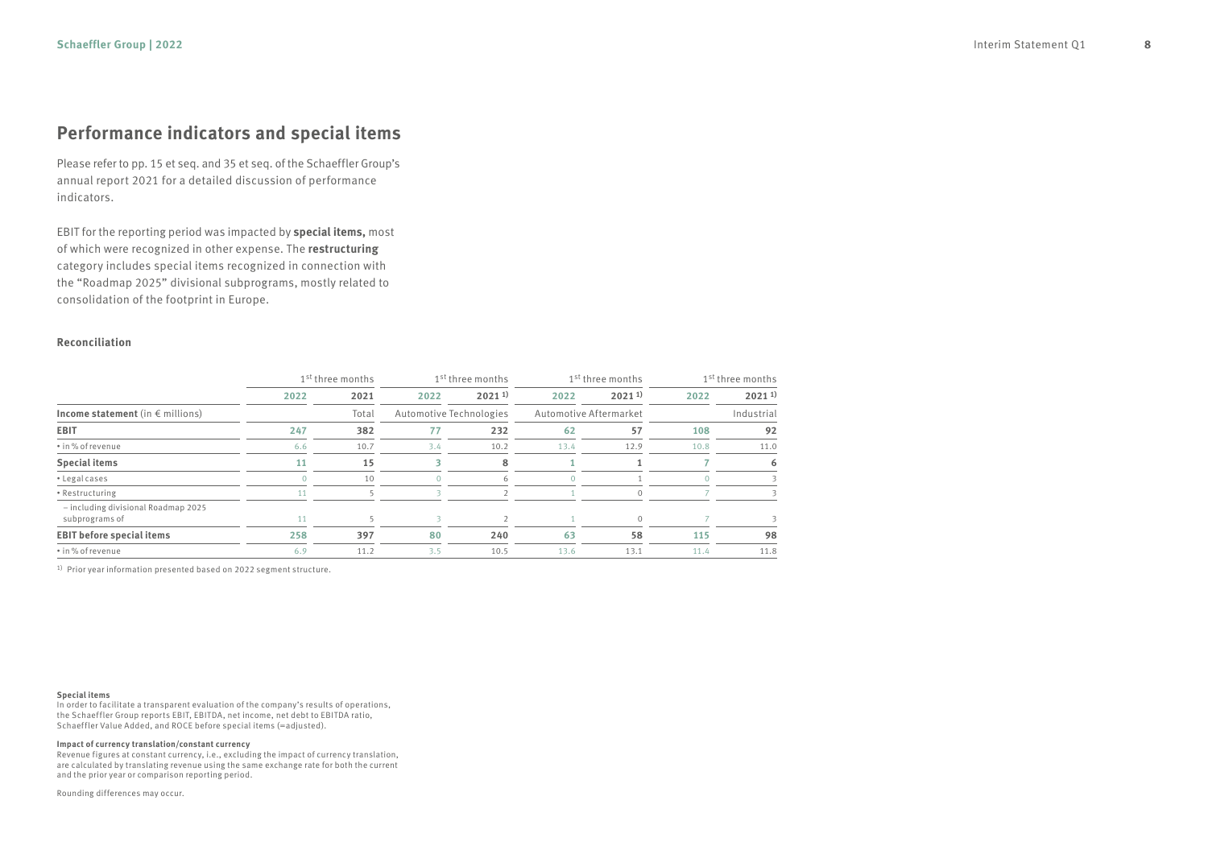## Performance indicators and special items

Please refer to pp. 15 et seq. and 35 et seq. of the Schaeffler Group's annual report 2021 for a detailed discussion of performance indicators.

EBIT for the reporting period was impacted by **special items,** most of which were recognized in other expense. The **restructuring** category includes special items recognized in connection with the "Roadmap 2025" divisional subprograms, mostly related to consolidation of the footprint in Europe.

**Reconciliation**

| | 1st three months | | 1st three months | | 1st three months | | 1st three months | |
|---|---|---|---|---|---|---|---|---|
| | 2022 | 2021 | 2022 | 2021 1) | 2022 | 2021 1) | 2022 | 2021 1) |
| **Income statement** (in € millions) | | Total | Automotive Technologies | | Automotive Aftermarket | | | Industrial |
| **EBIT** | 247 | 382 | 77 | 232 | 62 | 57 | 108 | 92 |
| • in % of revenue | 6.6 | 10.7 | 3.4 | 10.2 | 13.4 | 12.9 | 10.8 | 11.0 |
| **Special items** | 11 | 15 | 3 | 8 | 1 | 1 | 7 | 6 |
| • Legal cases | 0 | 10 | 0 | 6 | 0 | 1 | 0 | 3 |
| • Restructuring | 11 | 5 | 3 | 2 | 1 | 0 | 7 | 3 |
| – including divisional Roadmap 2025 subprograms of | 11 | 5 | 3 | 2 | 1 | 0 | 7 | 3 |
| **EBIT before special items** | 258 | 397 | 80 | 240 | 63 | 58 | 115 | 98 |
| • in % of revenue | 6.9 | 11.2 | 3.5 | 10.5 | 13.6 | 13.1 | 11.4 | 11.8 |

1) Prior year information presented based on 2022 segment structure.

**Special items**
In order to facilitate a transparent evaluation of the company's results of operations, the Schaeffler Group reports EBIT, EBITDA, net income, net debt to EBITDA ratio, Schaeffler Value Added, and ROCE before special items (=adjusted).

**Impact of currency translation/constant currency**
Revenue figures at constant currency, i.e., excluding the impact of currency translation, are calculated by translating revenue using the same exchange rate for both the current and the prior year or comparison reporting period.

Rounding differences may occur.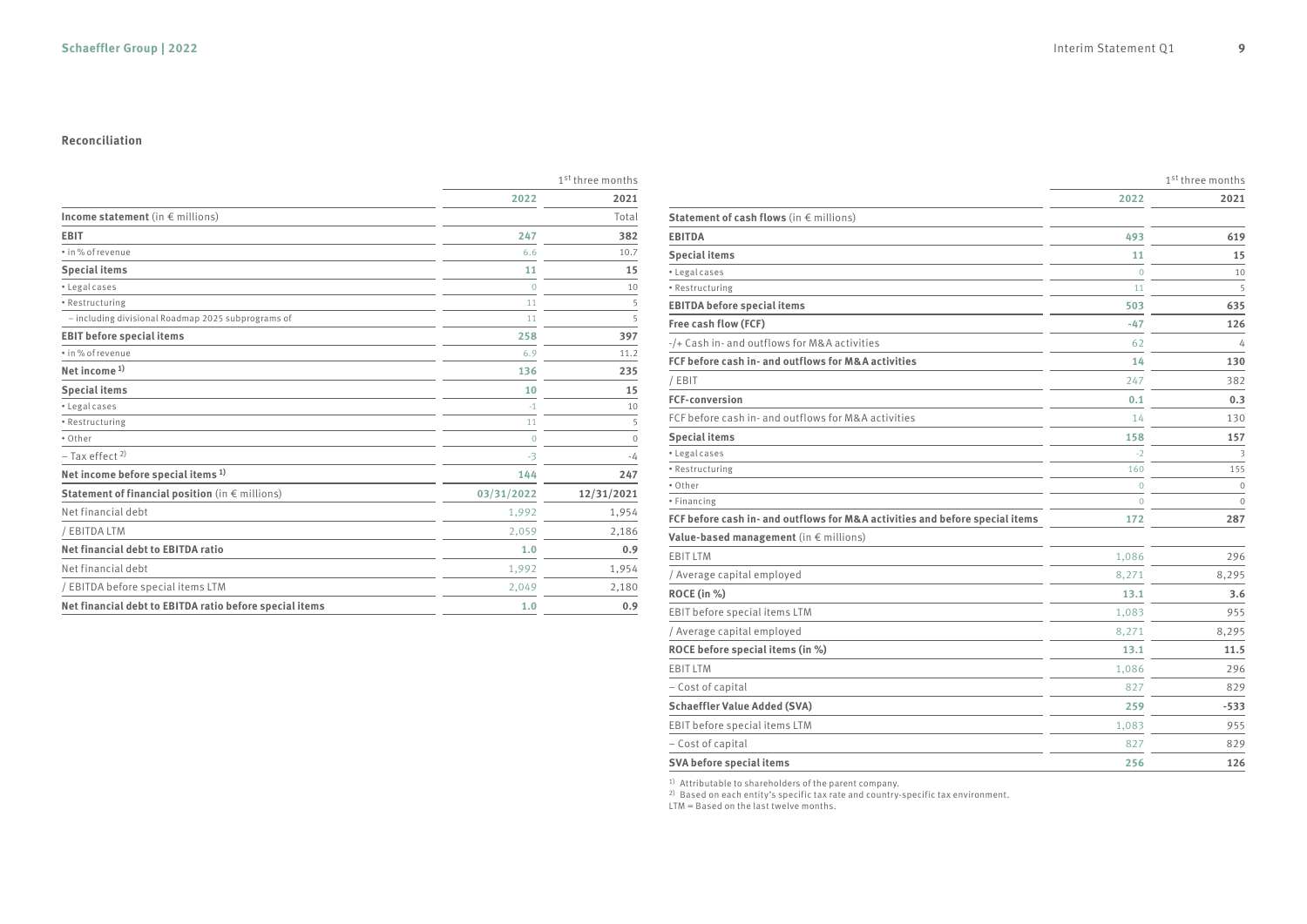## Reconciliation

| | 1st three months | |
|---|---|---|
| | 2022 | 2021 |
| **Income statement** (in € millions) | | Total |
| **EBIT** | **247** | **382** |
| • in % of revenue | 6.6 | 10.7 |
| **Special items** | **11** | **15** |
| • Legal cases | 0 | 10 |
| • Restructuring | 11 | 5 |
| – including divisional Roadmap 2025 subprograms of | 11 | 5 |
| **EBIT before special items** | **258** | **397** |
| • in % of revenue | 6.9 | 11.2 |
| **Net income** [1] | **136** | **235** |
| **Special items** | **10** | **15** |
| • Legal cases | -1 | 10 |
| • Restructuring | 11 | 5 |
| • Other | 0 | 0 |
| – Tax effect [2] | -3 | -4 |
| **Net income before special items** [1] | **144** | **247** |
| **Statement of financial position** (in € millions) | **03/31/2022** | **12/31/2021** |
| Net financial debt | 1,992 | 1,954 |
| / EBITDA LTM | 2,059 | 2,186 |
| **Net financial debt to EBITDA ratio** | **1.0** | **0.9** |
| Net financial debt | 1,992 | 1,954 |
| / EBITDA before special items LTM | 2,049 | 2,180 |
| **Net financial debt to EBITDA ratio before special items** | **1.0** | **0.9** |

| | 1st three months | |
|---|---|---|
| | 2022 | 2021 |
| **Statement of cash flows** (in € millions) | | |
| **EBITDA** | **493** | **619** |
| **Special items** | **11** | **15** |
| • Legal cases | 0 | 10 |
| • Restructuring | 11 | 5 |
| **EBITDA before special items** | **503** | **635** |
| **Free cash flow (FCF)** | **-47** | **126** |
| -/+ Cash in- and outflows for M&A activities | 62 | 4 |
| **FCF before cash in- and outflows for M&A activities** | **14** | **130** |
| / EBIT | 247 | 382 |
| **FCF-conversion** | **0.1** | **0.3** |
| FCF before cash in- and outflows for M&A activities | 14 | 130 |
| **Special items** | **158** | **157** |
| • Legal cases | -2 | 3 |
| • Restructuring | 160 | 155 |
| • Other | 0 | 0 |
| • Financing | 0 | 0 |
| **FCF before cash in- and outflows for M&A activities and before special items** | **172** | **287** |
| **Value-based management** (in € millions) | | |
| EBIT LTM | 1,086 | 296 |
| / Average capital employed | 8,271 | 8,295 |
| **ROCE (in %)** | **13.1** | **3.6** |
| EBIT before special items LTM | 1,083 | 955 |
| / Average capital employed | 8,271 | 8,295 |
| **ROCE before special items (in %)** | **13.1** | **11.5** |
| EBIT LTM | 1,086 | 296 |
| – Cost of capital | 827 | 829 |
| **Schaeffler Value Added (SVA)** | **259** | **-533** |
| EBIT before special items LTM | 1,083 | 955 |
| – Cost of capital | 827 | 829 |
| **SVA before special items** | **256** | **126** |

[1] Attributable to shareholders of the parent company.
[2] Based on each entity's specific tax rate and country-specific tax environment.
LTM = Based on the last twelve months.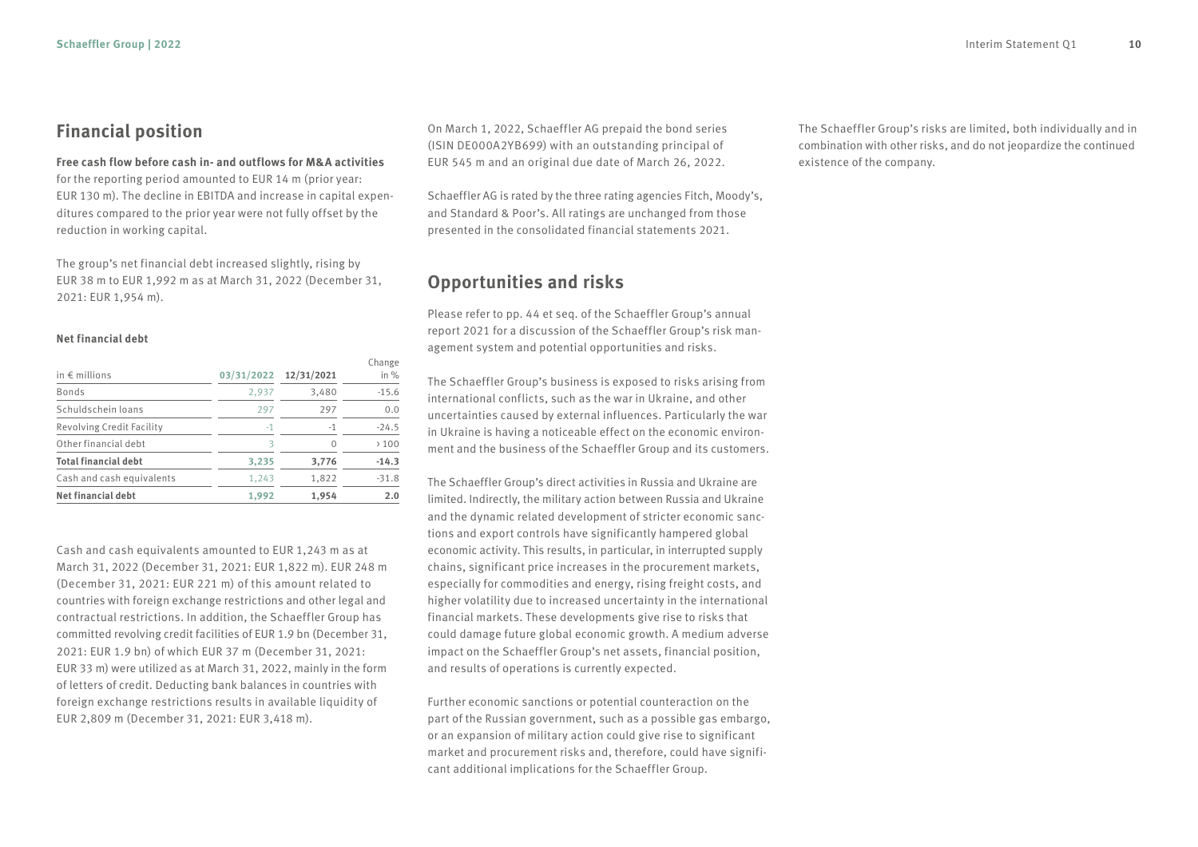## Financial position

**Free cash flow before cash in- and outflows for M&A activities** for the reporting period amounted to EUR 14 m (prior year: EUR 130 m). The decline in EBITDA and increase in capital expenditures compared to the prior year were not fully offset by the reduction in working capital.

The group's net financial debt increased slightly, rising by EUR 38 m to EUR 1,992 m as at March 31, 2022 (December 31, 2021: EUR 1,954 m).

**Net financial debt**

| in € millions | 03/31/2022 | 12/31/2021 | Change in % |
|---|---|---|---|
| Bonds | 2,937 | 3,480 | -15.6 |
| Schuldschein loans | 297 | 297 | 0.0 |
| Revolving Credit Facility | -1 | -1 | -24.5 |
| Other financial debt | 3 | 0 | > 100 |
| **Total financial debt** | **3,235** | **3,776** | **-14.3** |
| Cash and cash equivalents | 1,243 | 1,822 | -31.8 |
| **Net financial debt** | **1,992** | **1,954** | **2.0** |

Cash and cash equivalents amounted to EUR 1,243 m as at March 31, 2022 (December 31, 2021: EUR 1,822 m). EUR 248 m (December 31, 2021: EUR 221 m) of this amount related to countries with foreign exchange restrictions and other legal and contractual restrictions. In addition, the Schaeffler Group has committed revolving credit facilities of EUR 1.9 bn (December 31, 2021: EUR 1.9 bn) of which EUR 37 m (December 31, 2021: EUR 33 m) were utilized as at March 31, 2022, mainly in the form of letters of credit. Deducting bank balances in countries with foreign exchange restrictions results in available liquidity of EUR 2,809 m (December 31, 2021: EUR 3,418 m).

On March 1, 2022, Schaeffler AG prepaid the bond series (ISIN DE000A2YB699) with an outstanding principal of EUR 545 m and an original due date of March 26, 2022.

Schaeffler AG is rated by the three rating agencies Fitch, Moody's, and Standard & Poor's. All ratings are unchanged from those presented in the consolidated financial statements 2021.

## Opportunities and risks

Please refer to pp. 44 et seq. of the Schaeffler Group's annual report 2021 for a discussion of the Schaeffler Group's risk management system and potential opportunities and risks.

The Schaeffler Group's business is exposed to risks arising from international conflicts, such as the war in Ukraine, and other uncertainties caused by external influences. Particularly the war in Ukraine is having a noticeable effect on the economic environment and the business of the Schaeffler Group and its customers.

The Schaeffler Group's direct activities in Russia and Ukraine are limited. Indirectly, the military action between Russia and Ukraine and the dynamic related development of stricter economic sanctions and export controls have significantly hampered global economic activity. This results, in particular, in interrupted supply chains, significant price increases in the procurement markets, especially for commodities and energy, rising freight costs, and higher volatility due to increased uncertainty in the international financial markets. These developments give rise to risks that could damage future global economic growth. A medium adverse impact on the Schaeffler Group's net assets, financial position, and results of operations is currently expected.

Further economic sanctions or potential counteraction on the part of the Russian government, such as a possible gas embargo, or an expansion of military action could give rise to significant market and procurement risks and, therefore, could have significant additional implications for the Schaeffler Group.

The Schaeffler Group's risks are limited, both individually and in combination with other risks, and do not jeopardize the continued existence of the company.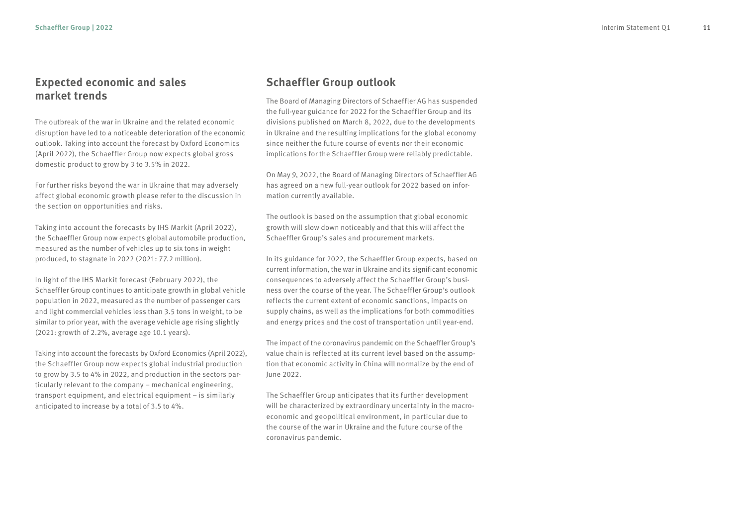## Expected economic and sales market trends

The outbreak of the war in Ukraine and the related economic disruption have led to a noticeable deterioration of the economic outlook. Taking into account the forecast by Oxford Economics (April 2022), the Schaeffler Group now expects global gross domestic product to grow by 3 to 3.5% in 2022.

For further risks beyond the war in Ukraine that may adversely affect global economic growth please refer to the discussion in the section on opportunities and risks.

Taking into account the forecasts by IHS Markit (April 2022), the Schaeffler Group now expects global automobile production, measured as the number of vehicles up to six tons in weight produced, to stagnate in 2022 (2021: 77.2 million).

In light of the IHS Markit forecast (February 2022), the Schaeffler Group continues to anticipate growth in global vehicle population in 2022, measured as the number of passenger cars and light commercial vehicles less than 3.5 tons in weight, to be similar to prior year, with the average vehicle age rising slightly (2021: growth of 2.2%, average age 10.1 years).

Taking into account the forecasts by Oxford Economics (April 2022), the Schaeffler Group now expects global industrial production to grow by 3.5 to 4% in 2022, and production in the sectors particularly relevant to the company – mechanical engineering, transport equipment, and electrical equipment – is similarly anticipated to increase by a total of 3.5 to 4%.

## Schaeffler Group outlook

The Board of Managing Directors of Schaeffler AG has suspended the full-year guidance for 2022 for the Schaeffler Group and its divisions published on March 8, 2022, due to the developments in Ukraine and the resulting implications for the global economy since neither the future course of events nor their economic implications for the Schaeffler Group were reliably predictable.

On May 9, 2022, the Board of Managing Directors of Schaeffler AG has agreed on a new full-year outlook for 2022 based on information currently available.

The outlook is based on the assumption that global economic growth will slow down noticeably and that this will affect the Schaeffler Group's sales and procurement markets.

In its guidance for 2022, the Schaeffler Group expects, based on current information, the war in Ukraine and its significant economic consequences to adversely affect the Schaeffler Group's business over the course of the year. The Schaeffler Group's outlook reflects the current extent of economic sanctions, impacts on supply chains, as well as the implications for both commodities and energy prices and the cost of transportation until year-end.

The impact of the coronavirus pandemic on the Schaeffler Group's value chain is reflected at its current level based on the assumption that economic activity in China will normalize by the end of June 2022.

The Schaeffler Group anticipates that its further development will be characterized by extraordinary uncertainty in the macroeconomic and geopolitical environment, in particular due to the course of the war in Ukraine and the future course of the coronavirus pandemic.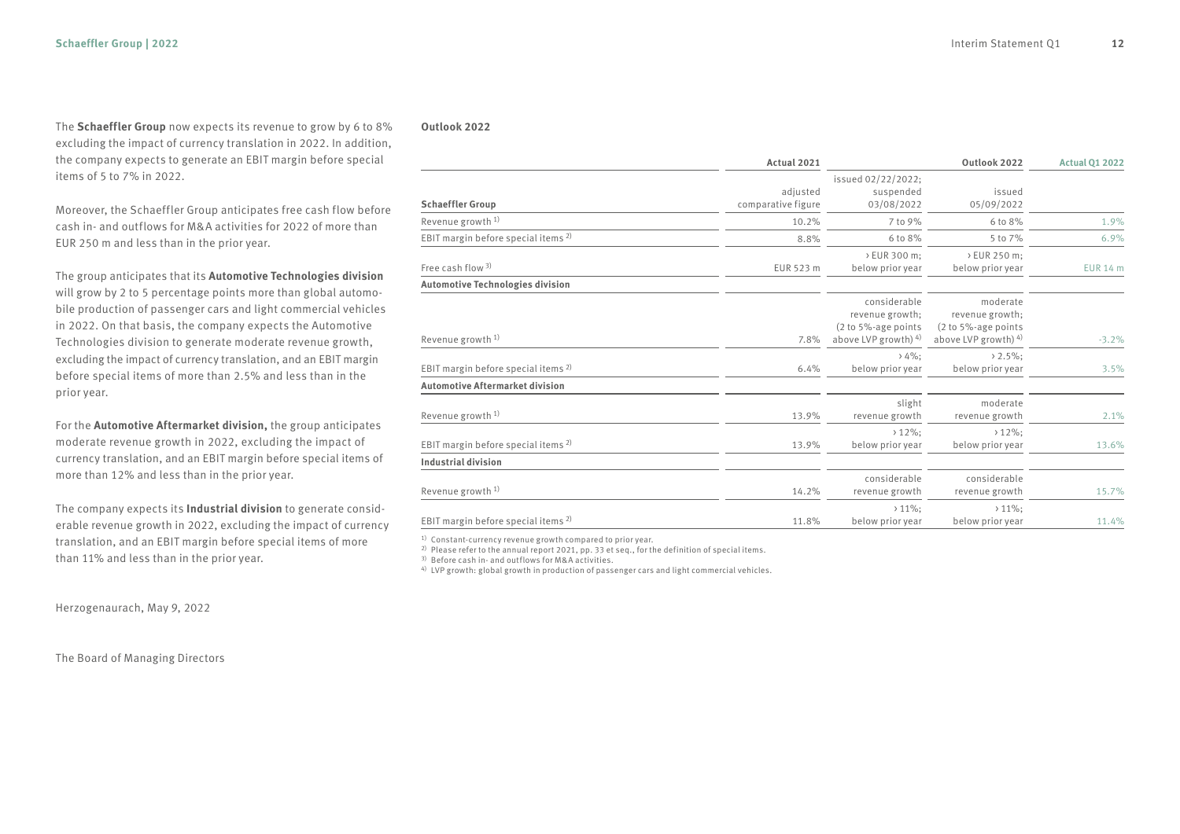The **Schaeffler Group** now expects its revenue to grow by 6 to 8% excluding the impact of currency translation in 2022. In addition, the company expects to generate an EBIT margin before special items of 5 to 7% in 2022.

Moreover, the Schaeffler Group anticipates free cash flow before cash in- and outflows for M&A activities for 2022 of more than EUR 250 m and less than in the prior year.

The group anticipates that its **Automotive Technologies division** will grow by 2 to 5 percentage points more than global automobile production of passenger cars and light commercial vehicles in 2022. On that basis, the company expects the Automotive Technologies division to generate moderate revenue growth, excluding the impact of currency translation, and an EBIT margin before special items of more than 2.5% and less than in the prior year.

For the **Automotive Aftermarket division,** the group anticipates moderate revenue growth in 2022, excluding the impact of currency translation, and an EBIT margin before special items of more than 12% and less than in the prior year.

The company expects its **Industrial division** to generate considerable revenue growth in 2022, excluding the impact of currency translation, and an EBIT margin before special items of more than 11% and less than in the prior year.

Herzogenaurach, May 9, 2022

The Board of Managing Directors

**Outlook 2022**

| | Actual 2021 | | Outlook 2022 | Actual Q1 2022 |
|---|---|---|---|---|
| **Schaeffler Group** | adjusted comparative figure | issued 02/22/2022; suspended 03/08/2022 | issued 05/09/2022 | |
| Revenue growth [1] | 10.2% | 7 to 9% | 6 to 8% | 1.9% |
| EBIT margin before special items [2] | 8.8% | 6 to 8% | 5 to 7% | 6.9% |
| Free cash flow [3] | EUR 523 m | › EUR 300 m; below prior year | › EUR 250 m; below prior year | EUR 14 m |
| **Automotive Technologies division** | | | | |
| Revenue growth [1] | 7.8% | considerable revenue growth; (2 to 5%-age points above LVP growth) [4] | moderate revenue growth; (2 to 5%-age points above LVP growth) [4] | -3.2% |
| EBIT margin before special items [2] | 6.4% | › 4%; below prior year | › 2.5%; below prior year | 3.5% |
| **Automotive Aftermarket division** | | | | |
| Revenue growth [1] | 13.9% | slight revenue growth | moderate revenue growth | 2.1% |
| EBIT margin before special items [2] | 13.9% | › 12%; below prior year | › 12%; below prior year | 13.6% |
| **Industrial division** | | | | |
| Revenue growth [1] | 14.2% | considerable revenue growth | considerable revenue growth | 15.7% |
| EBIT margin before special items [2] | 11.8% | › 11%; below prior year | › 11%; below prior year | 11.4% |

[1] Constant-currency revenue growth compared to prior year.
[2] Please refer to the annual report 2021, pp. 33 et seq., for the definition of special items.
[3] Before cash in- and outflows for M&A activities.
[4] LVP growth: global growth in production of passenger cars and light commercial vehicles.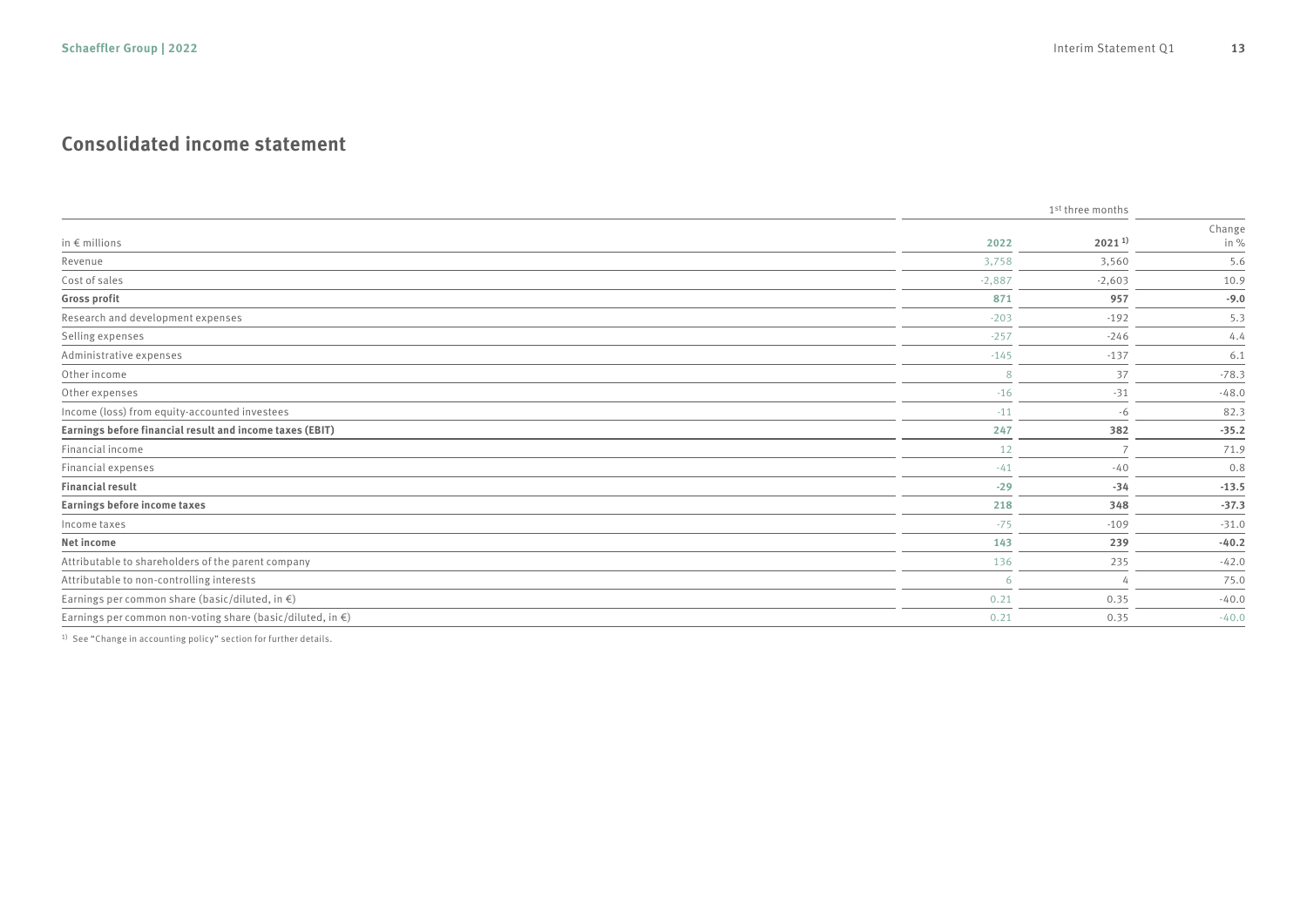## Consolidated income statement

| in € millions | 1st three months 2022 | 2021 [1] | Change in % |
|---|---|---|---|
| Revenue | 3,758 | 3,560 | 5.6 |
| Cost of sales | -2,887 | -2,603 | 10.9 |
| **Gross profit** | **871** | **957** | **-9.0** |
| Research and development expenses | -203 | -192 | 5.3 |
| Selling expenses | -257 | -246 | 4.4 |
| Administrative expenses | -145 | -137 | 6.1 |
| Other income | 8 | 37 | -78.3 |
| Other expenses | -16 | -31 | -48.0 |
| Income (loss) from equity-accounted investees | -11 | -6 | 82.3 |
| **Earnings before financial result and income taxes (EBIT)** | **247** | **382** | **-35.2** |
| Financial income | 12 | 7 | 71.9 |
| Financial expenses | -41 | -40 | 0.8 |
| **Financial result** | **-29** | **-34** | **-13.5** |
| **Earnings before income taxes** | **218** | **348** | **-37.3** |
| Income taxes | -75 | -109 | -31.0 |
| **Net income** | **143** | **239** | **-40.2** |
| Attributable to shareholders of the parent company | 136 | 235 | -42.0 |
| Attributable to non-controlling interests | 6 | 4 | 75.0 |
| Earnings per common share (basic/diluted, in €) | 0.21 | 0.35 | -40.0 |
| Earnings per common non-voting share (basic/diluted, in €) | 0.21 | 0.35 | -40.0 |

[1] See "Change in accounting policy" section for further details.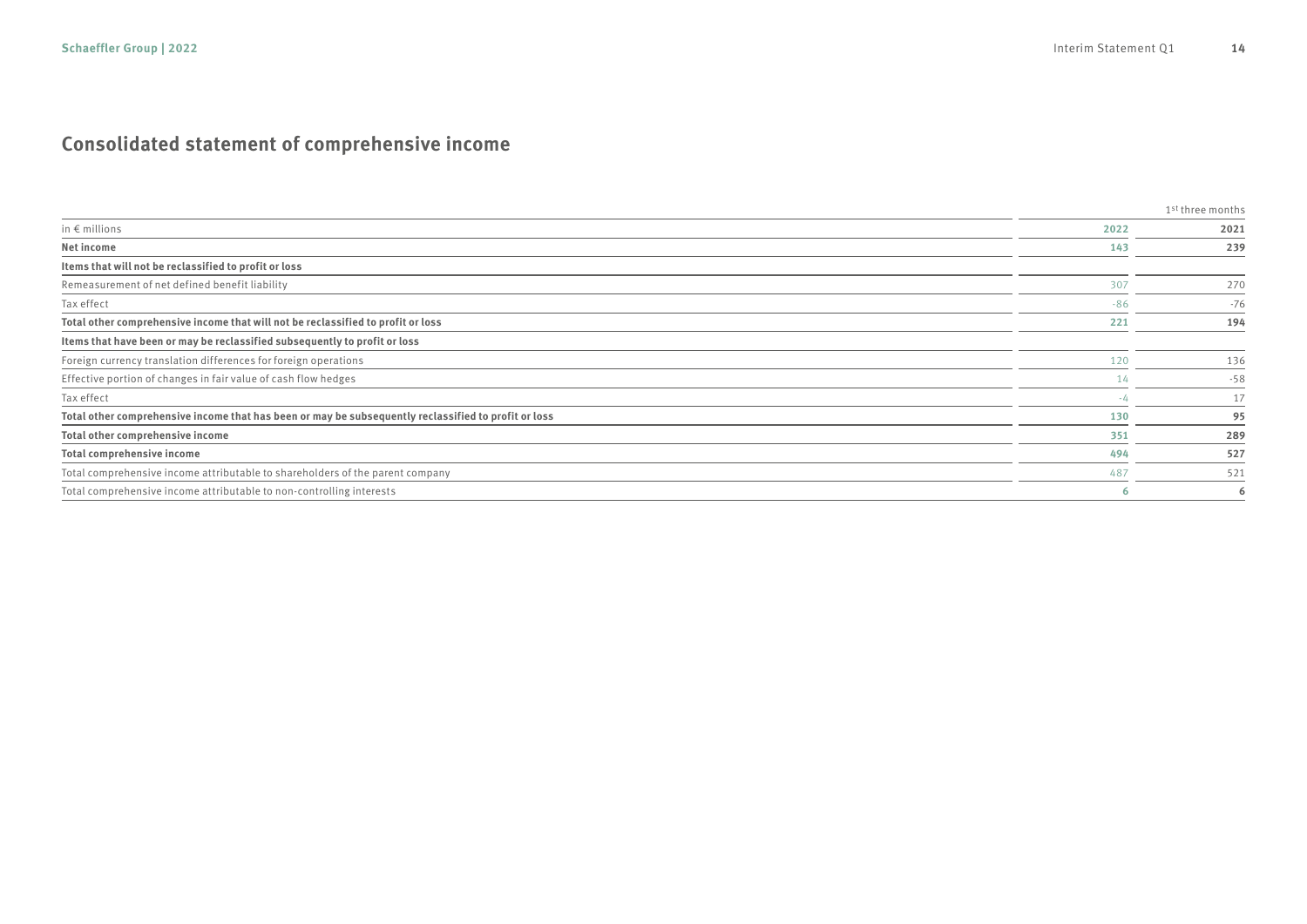## Consolidated statement of comprehensive income

| | 1st three months | |
|---|---|---|
| in € millions | 2022 | 2021 |
| **Net income** | **143** | **239** |
| **Items that will not be reclassified to profit or loss** | | |
| Remeasurement of net defined benefit liability | 307 | 270 |
| Tax effect | -86 | -76 |
| **Total other comprehensive income that will not be reclassified to profit or loss** | **221** | **194** |
| **Items that have been or may be reclassified subsequently to profit or loss** | | |
| Foreign currency translation differences for foreign operations | 120 | 136 |
| Effective portion of changes in fair value of cash flow hedges | 14 | -58 |
| Tax effect | -4 | 17 |
| **Total other comprehensive income that has been or may be subsequently reclassified to profit or loss** | **130** | **95** |
| **Total other comprehensive income** | **351** | **289** |
| **Total comprehensive income** | **494** | **527** |
| Total comprehensive income attributable to shareholders of the parent company | 487 | 521 |
| Total comprehensive income attributable to non-controlling interests | **6** | **6** |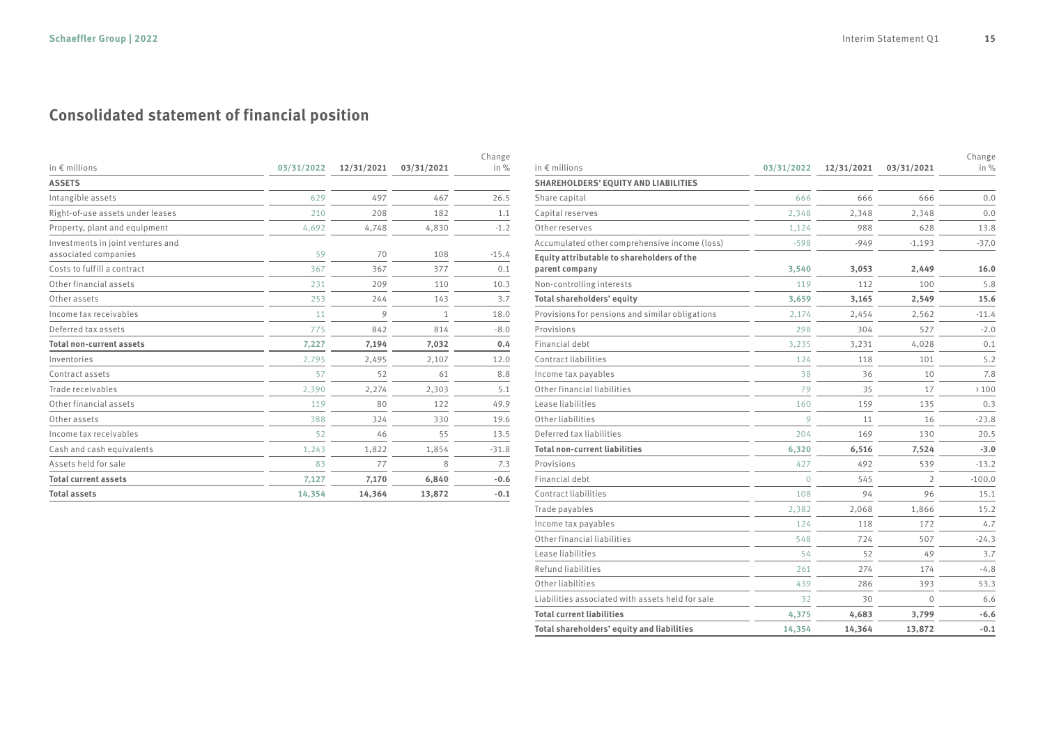# Consolidated statement of financial position

| in € millions | 03/31/2022 | 12/31/2021 | 03/31/2021 | Change in % |
|---|---|---|---|---|
| **ASSETS** | | | | |
| Intangible assets | 629 | 497 | 467 | 26.5 |
| Right-of-use assets under leases | 210 | 208 | 182 | 1.1 |
| Property, plant and equipment | 4,692 | 4,748 | 4,830 | -1.2 |
| Investments in joint ventures and associated companies | 59 | 70 | 108 | -15.4 |
| Costs to fulfill a contract | 367 | 367 | 377 | 0.1 |
| Other financial assets | 231 | 209 | 110 | 10.3 |
| Other assets | 253 | 244 | 143 | 3.7 |
| Income tax receivables | 11 | 9 | 1 | 18.0 |
| Deferred tax assets | 775 | 842 | 814 | -8.0 |
| **Total non-current assets** | **7,227** | **7,194** | **7,032** | **0.4** |
| Inventories | 2,795 | 2,495 | 2,107 | 12.0 |
| Contract assets | 57 | 52 | 61 | 8.8 |
| Trade receivables | 2,390 | 2,274 | 2,303 | 5.1 |
| Other financial assets | 119 | 80 | 122 | 49.9 |
| Other assets | 388 | 324 | 330 | 19.6 |
| Income tax receivables | 52 | 46 | 55 | 13.5 |
| Cash and cash equivalents | 1,243 | 1,822 | 1,854 | -31.8 |
| Assets held for sale | 83 | 77 | 8 | 7.3 |
| **Total current assets** | **7,127** | **7,170** | **6,840** | **-0.6** |
| **Total assets** | **14,354** | **14,364** | **13,872** | **-0.1** |

| in € millions | 03/31/2022 | 12/31/2021 | 03/31/2021 | Change in % |
|---|---|---|---|---|
| **SHAREHOLDERS' EQUITY AND LIABILITIES** | | | | |
| Share capital | 666 | 666 | 666 | 0.0 |
| Capital reserves | 2,348 | 2,348 | 2,348 | 0.0 |
| Other reserves | 1,124 | 988 | 628 | 13.8 |
| Accumulated other comprehensive income (loss) | -598 | -949 | -1,193 | -37.0 |
| **Equity attributable to shareholders of the parent company** | **3,540** | **3,053** | **2,449** | **16.0** |
| Non-controlling interests | 119 | 112 | 100 | 5.8 |
| **Total shareholders' equity** | **3,659** | **3,165** | **2,549** | **15.6** |
| Provisions for pensions and similar obligations | 2,174 | 2,454 | 2,562 | -11.4 |
| Provisions | 298 | 304 | 527 | -2.0 |
| Financial debt | 3,235 | 3,231 | 4,028 | 0.1 |
| Contract liabilities | 124 | 118 | 101 | 5.2 |
| Income tax payables | 38 | 36 | 10 | 7.8 |
| Other financial liabilities | 79 | 35 | 17 | > 100 |
| Lease liabilities | 160 | 159 | 135 | 0.3 |
| Other liabilities | 9 | 11 | 16 | -23.8 |
| Deferred tax liabilities | 204 | 169 | 130 | 20.5 |
| **Total non-current liabilities** | **6,320** | **6,516** | **7,524** | **-3.0** |
| Provisions | 427 | 492 | 539 | -13.2 |
| Financial debt | 0 | 545 | 2 | -100.0 |
| Contract liabilities | 108 | 94 | 96 | 15.1 |
| Trade payables | 2,382 | 2,068 | 1,866 | 15.2 |
| Income tax payables | 124 | 118 | 172 | 4.7 |
| Other financial liabilities | 548 | 724 | 507 | -24.3 |
| Lease liabilities | 54 | 52 | 49 | 3.7 |
| Refund liabilities | 261 | 274 | 174 | -4.8 |
| Other liabilities | 439 | 286 | 393 | 53.3 |
| Liabilities associated with assets held for sale | 32 | 30 | 0 | 6.6 |
| **Total current liabilities** | **4,375** | **4,683** | **3,799** | **-6.6** |
| **Total shareholders' equity and liabilities** | **14,354** | **14,364** | **13,872** | **-0.1** |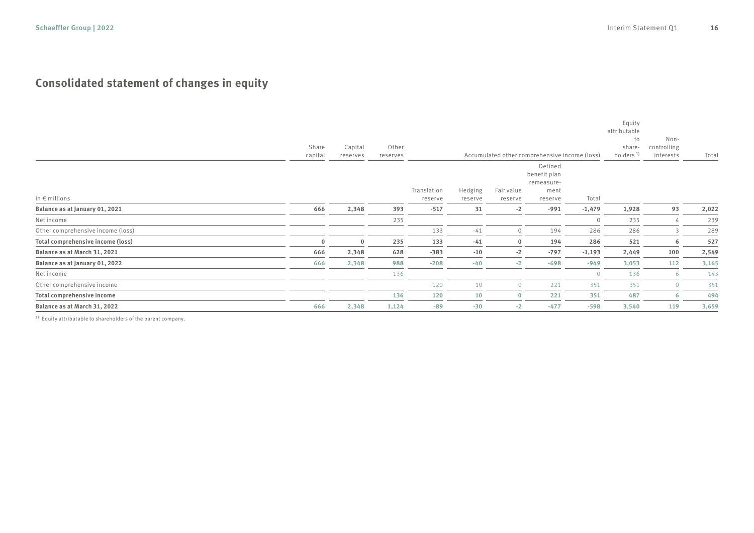## Consolidated statement of changes in equity

| in € millions | Share capital | Capital reserves | Other reserves | Accumulated other comprehensive income (loss) | | | | | Equity attributable to share-holders [1] | Non-controlling interests | Total |
|---|---|---|---|---|---|---|---|---|---|---|---|
| | | | | Translation reserve | Hedging reserve | Fair value reserve | Defined benefit plan remeasure-ment reserve | Total | | | |
| **Balance as at January 01, 2021** | **666** | **2,348** | **393** | **-517** | **31** | **-2** | **-991** | **-1,479** | **1,928** | **93** | **2,022** |
| Net income | | | 235 | | | | | 0 | 235 | 4 | 239 |
| Other comprehensive income (loss) | | | | 133 | -41 | 0 | 194 | 286 | 286 | 3 | 289 |
| **Total comprehensive income (loss)** | **0** | **0** | **235** | **133** | **-41** | **0** | **194** | **286** | **521** | **6** | **527** |
| **Balance as at March 31, 2021** | **666** | **2,348** | **628** | **-383** | **-10** | **-2** | **-797** | **-1,193** | **2,449** | **100** | **2,549** |
| **Balance as at January 01, 2022** | **666** | **2,348** | **988** | **-208** | **-40** | **-2** | **-698** | **-949** | **3,053** | **112** | **3,165** |
| Net income | | | 136 | | | | | 0 | 136 | 6 | 143 |
| Other comprehensive income | | | | 120 | 10 | 0 | 221 | 351 | 351 | 0 | 351 |
| **Total comprehensive income** | | | **136** | **120** | **10** | **0** | **221** | **351** | **487** | **6** | **494** |
| **Balance as at March 31, 2022** | **666** | **2,348** | **1,124** | **-89** | **-30** | **-2** | **-477** | **-598** | **3,540** | **119** | **3,659** |

[1] Equity attributable to shareholders of the parent company.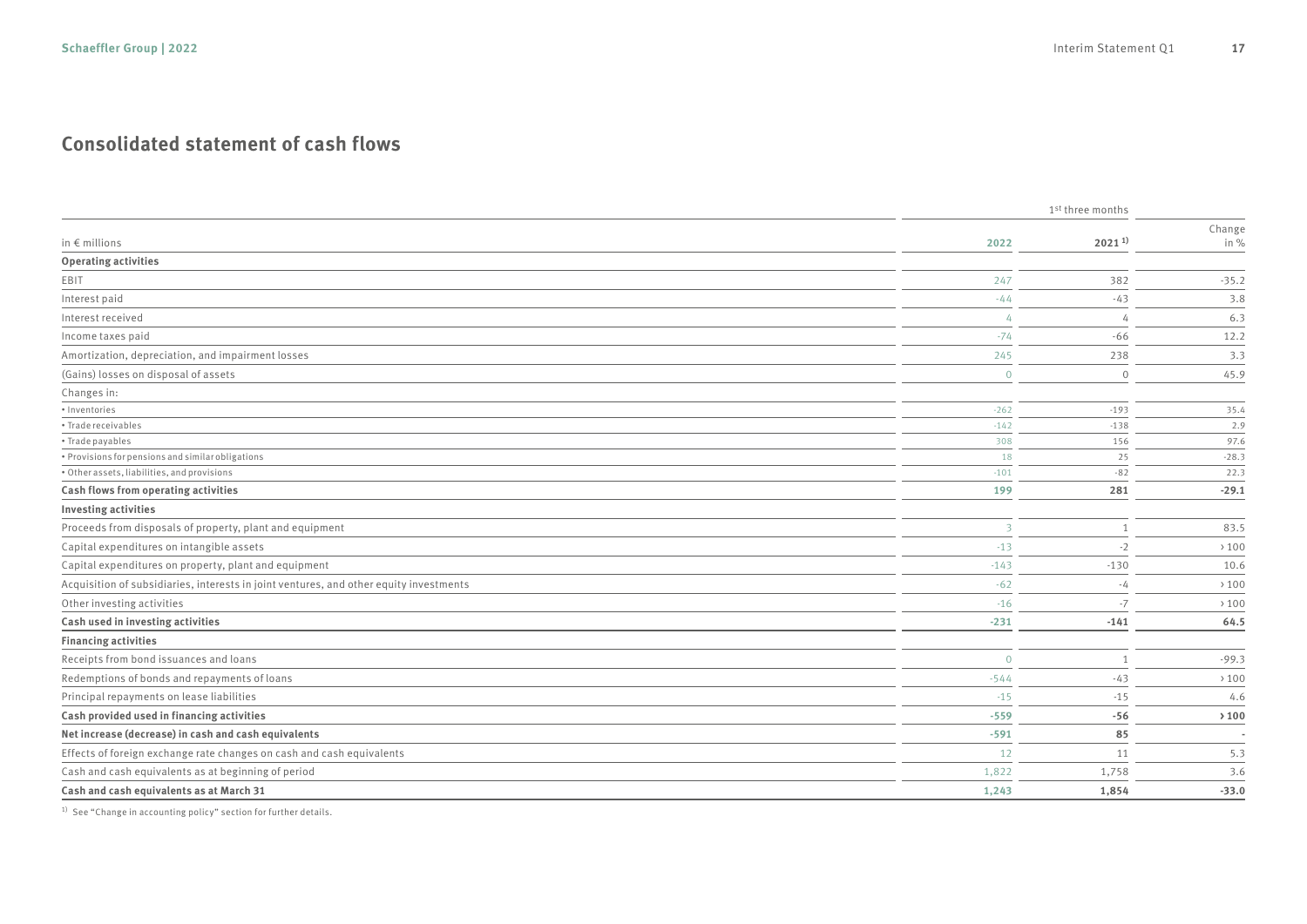## Consolidated statement of cash flows

| in € millions | 1st three months | | Change |
|---|---|---|---|
| | 2022 | 2021 [1] | in % |
| **Operating activities** | | | |
| EBIT | 247 | 382 | -35.2 |
| Interest paid | -44 | -43 | 3.8 |
| Interest received | 4 | 4 | 6.3 |
| Income taxes paid | -74 | -66 | 12.2 |
| Amortization, depreciation, and impairment losses | 245 | 238 | 3.3 |
| (Gains) losses on disposal of assets | 0 | 0 | 45.9 |
| Changes in: | | | |
| • Inventories | -262 | -193 | 35.4 |
| • Trade receivables | -142 | -138 | 2.9 |
| • Trade payables | 308 | 156 | 97.6 |
| • Provisions for pensions and similar obligations | 18 | 25 | -28.3 |
| • Other assets, liabilities, and provisions | -101 | -82 | 22.3 |
| **Cash flows from operating activities** | **199** | **281** | **-29.1** |
| **Investing activities** | | | |
| Proceeds from disposals of property, plant and equipment | 3 | 1 | 83.5 |
| Capital expenditures on intangible assets | -13 | -2 | > 100 |
| Capital expenditures on property, plant and equipment | -143 | -130 | 10.6 |
| Acquisition of subsidiaries, interests in joint ventures, and other equity investments | -62 | -4 | > 100 |
| Other investing activities | -16 | -7 | > 100 |
| **Cash used in investing activities** | **-231** | **-141** | **64.5** |
| **Financing activities** | | | |
| Receipts from bond issuances and loans | 0 | 1 | -99.3 |
| Redemptions of bonds and repayments of loans | -544 | -43 | > 100 |
| Principal repayments on lease liabilities | -15 | -15 | 4.6 |
| **Cash provided used in financing activities** | **-559** | **-56** | **> 100** |
| **Net increase (decrease) in cash and cash equivalents** | **-591** | **85** | **-** |
| Effects of foreign exchange rate changes on cash and cash equivalents | 12 | 11 | 5.3 |
| Cash and cash equivalents as at beginning of period | 1,822 | 1,758 | 3.6 |
| **Cash and cash equivalents as at March 31** | **1,243** | **1,854** | **-33.0** |

[1] See "Change in accounting policy" section for further details.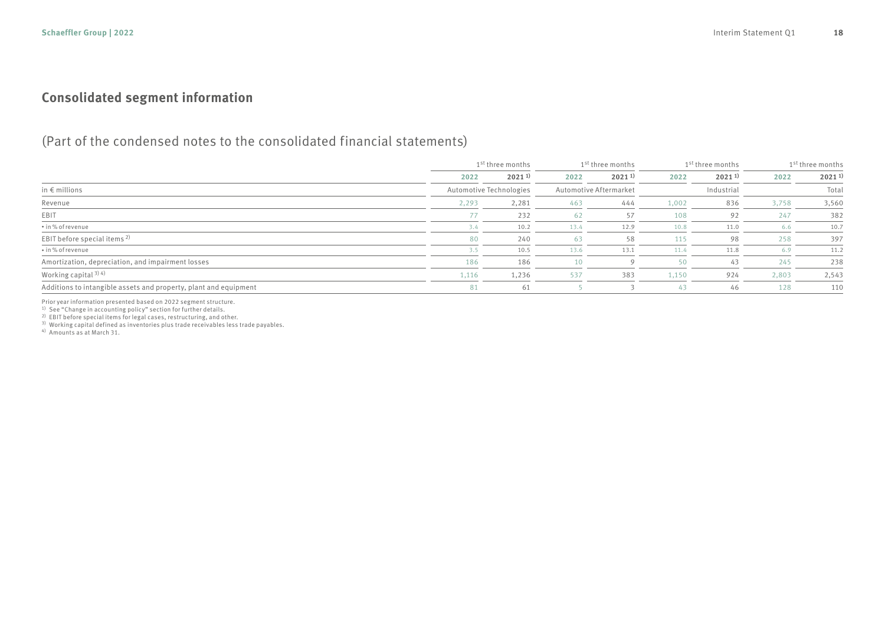## Consolidated segment information

### (Part of the condensed notes to the consolidated financial statements)

| | 1st three months | | 1st three months | | 1st three months | | 1st three months | |
|---|---|---|---|---|---|---|---|---|
| | 2022 | 2021 [1] | 2022 | 2021 [1] | 2022 | 2021 [1] | 2022 | 2021 [1] |
| in € millions | Automotive Technologies | | Automotive Aftermarket | | Industrial | | Total | |
| Revenue | 2,293 | 2,281 | 463 | 444 | 1,002 | 836 | 3,758 | 3,560 |
| EBIT | 77 | 232 | 62 | 57 | 108 | 92 | 247 | 382 |
| • in % of revenue | 3.4 | 10.2 | 13.4 | 12.9 | 10.8 | 11.0 | 6.6 | 10.7 |
| EBIT before special items [2] | 80 | 240 | 63 | 58 | 115 | 98 | 258 | 397 |
| • in % of revenue | 3.5 | 10.5 | 13.6 | 13.1 | 11.4 | 11.8 | 6.9 | 11.2 |
| Amortization, depreciation, and impairment losses | 186 | 186 | 10 | 9 | 50 | 43 | 245 | 238 |
| Working capital [3] [4] | 1,116 | 1,236 | 537 | 383 | 1,150 | 924 | 2,803 | 2,543 |
| Additions to intangible assets and property, plant and equipment | 81 | 61 | 5 | 3 | 43 | 46 | 128 | 110 |

Prior year information presented based on 2022 segment structure.
[1] See "Change in accounting policy" section for further details.
[2] EBIT before special items for legal cases, restructuring, and other.
[3] Working capital defined as inventories plus trade receivables less trade payables.
[4] Amounts as at March 31.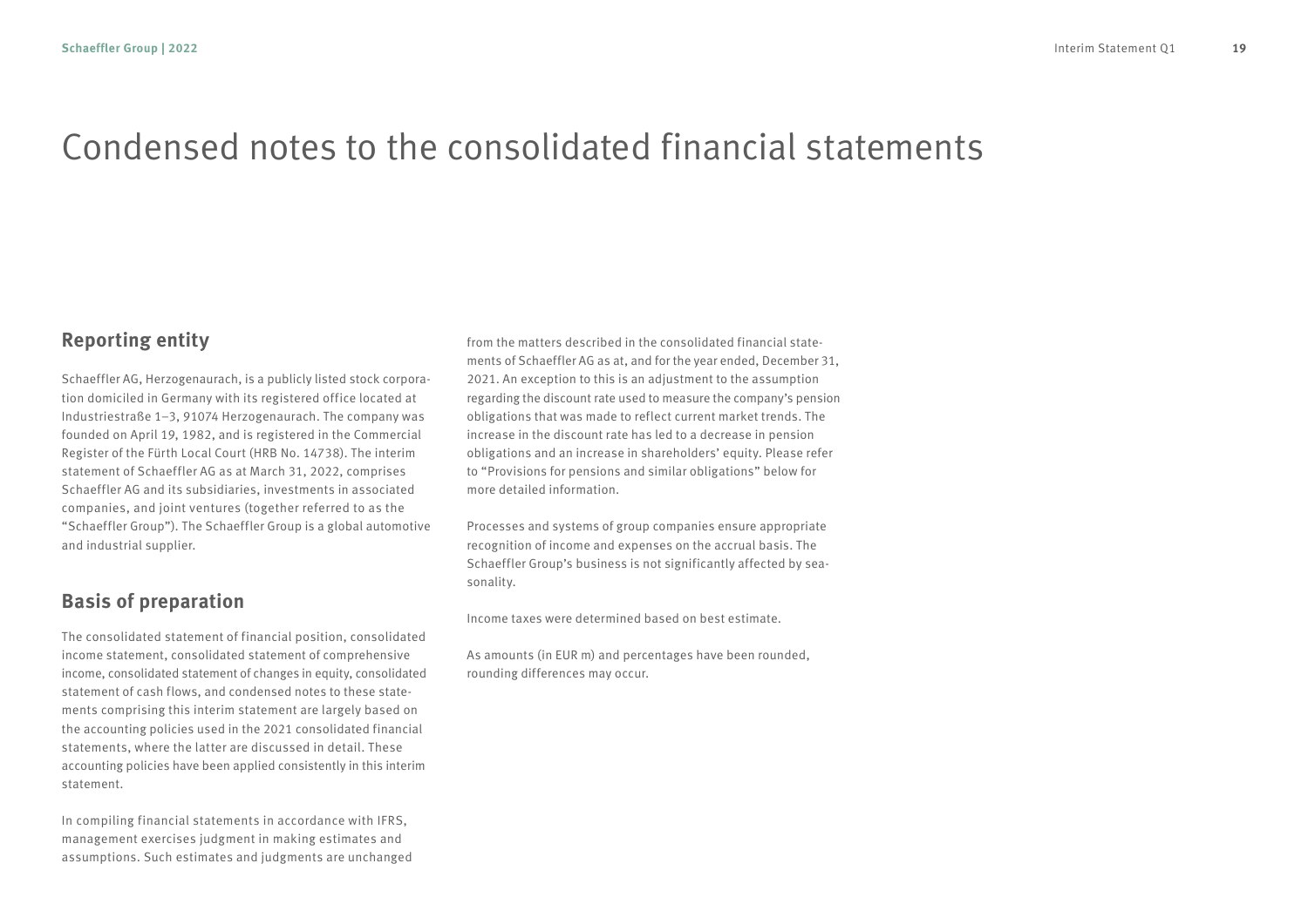# Condensed notes to the consolidated financial statements

## Reporting entity

Schaeffler AG, Herzogenaurach, is a publicly listed stock corporation domiciled in Germany with its registered office located at Industriestraße 1–3, 91074 Herzogenaurach. The company was founded on April 19, 1982, and is registered in the Commercial Register of the Fürth Local Court (HRB No. 14738). The interim statement of Schaeffler AG as at March 31, 2022, comprises Schaeffler AG and its subsidiaries, investments in associated companies, and joint ventures (together referred to as the "Schaeffler Group"). The Schaeffler Group is a global automotive and industrial supplier.

## Basis of preparation

The consolidated statement of financial position, consolidated income statement, consolidated statement of comprehensive income, consolidated statement of changes in equity, consolidated statement of cash flows, and condensed notes to these statements comprising this interim statement are largely based on the accounting policies used in the 2021 consolidated financial statements, where the latter are discussed in detail. These accounting policies have been applied consistently in this interim statement.

In compiling financial statements in accordance with IFRS, management exercises judgment in making estimates and assumptions. Such estimates and judgments are unchanged from the matters described in the consolidated financial statements of Schaeffler AG as at, and for the year ended, December 31, 2021. An exception to this is an adjustment to the assumption regarding the discount rate used to measure the company's pension obligations that was made to reflect current market trends. The increase in the discount rate has led to a decrease in pension obligations and an increase in shareholders' equity. Please refer to "Provisions for pensions and similar obligations" below for more detailed information.

Processes and systems of group companies ensure appropriate recognition of income and expenses on the accrual basis. The Schaeffler Group's business is not significantly affected by seasonality.

Income taxes were determined based on best estimate.

As amounts (in EUR m) and percentages have been rounded, rounding differences may occur.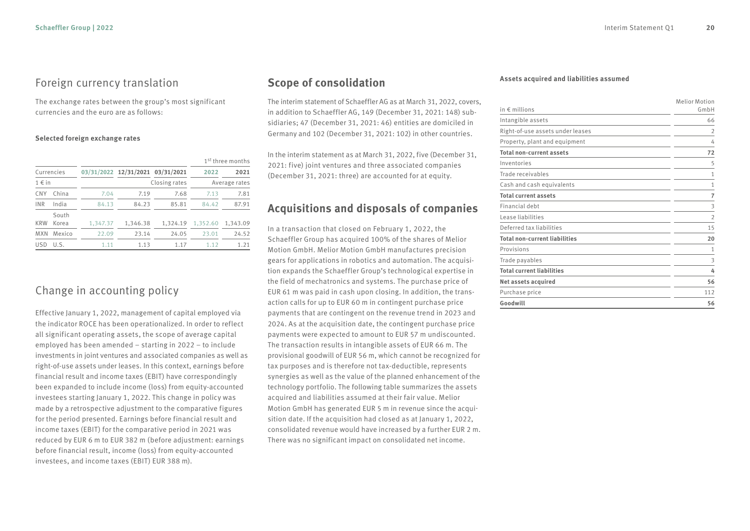## Foreign currency translation

The exchange rates between the group's most significant currencies and the euro are as follows:

**Selected foreign exchange rates**

| | | | | | 1st three months | |
|---|---|---|---|---|---|---|
| Currencies | | 03/31/2022 | 12/31/2021 | 03/31/2021 | 2022 | 2021 |
| 1 € in | | | | Closing rates | | Average rates |
| CNY | China | 7.04 | 7.19 | 7.68 | 7.13 | 7.81 |
| INR | India | 84.13 | 84.23 | 85.81 | 84.42 | 87.91 |
| KRW | South Korea | 1,347.37 | 1,346.38 | 1,324.19 | 1,352.60 | 1,343.09 |
| MXN | Mexico | 22.09 | 23.14 | 24.05 | 23.01 | 24.52 |
| USD | U.S. | 1.11 | 1.13 | 1.17 | 1.12 | 1.21 |

## Change in accounting policy

Effective January 1, 2022, management of capital employed via the indicator ROCE has been operationalized. In order to reflect all significant operating assets, the scope of average capital employed has been amended – starting in 2022 – to include investments in joint ventures and associated companies as well as right-of-use assets under leases. In this context, earnings before financial result and income taxes (EBIT) have correspondingly been expanded to include income (loss) from equity-accounted investees starting January 1, 2022. This change in policy was made by a retrospective adjustment to the comparative figures for the period presented. Earnings before financial result and income taxes (EBIT) for the comparative period in 2021 was reduced by EUR 6 m to EUR 382 m (before adjustment: earnings before financial result, income (loss) from equity-accounted investees, and income taxes (EBIT) EUR 388 m).

## Scope of consolidation

The interim statement of Schaeffler AG as at March 31, 2022, covers, in addition to Schaeffler AG, 149 (December 31, 2021: 148) subsidiaries; 47 (December 31, 2021: 46) entities are domiciled in Germany and 102 (December 31, 2021: 102) in other countries.

In the interim statement as at March 31, 2022, five (December 31, 2021: five) joint ventures and three associated companies (December 31, 2021: three) are accounted for at equity.

## Acquisitions and disposals of companies

In a transaction that closed on February 1, 2022, the Schaeffler Group has acquired 100% of the shares of Melior Motion GmbH. Melior Motion GmbH manufactures precision gears for applications in robotics and automation. The acquisition expands the Schaeffler Group's technological expertise in the field of mechatronics and systems. The purchase price of EUR 61 m was paid in cash upon closing. In addition, the transaction calls for up to EUR 60 m in contingent purchase price payments that are contingent on the revenue trend in 2023 and 2024. As at the acquisition date, the contingent purchase price payments were expected to amount to EUR 57 m undiscounted. The transaction results in intangible assets of EUR 66 m. The provisional goodwill of EUR 56 m, which cannot be recognized for tax purposes and is therefore not tax-deductible, represents synergies as well as the value of the planned enhancement of the technology portfolio. The following table summarizes the assets acquired and liabilities assumed at their fair value. Melior Motion GmbH has generated EUR 5 m in revenue since the acquisition date. If the acquisition had closed as at January 1, 2022, consolidated revenue would have increased by a further EUR 2 m. There was no significant impact on consolidated net income.

**Assets acquired and liabilities assumed**

| in € millions | Melior Motion GmbH |
|---|---|
| Intangible assets | 66 |
| Right-of-use assets under leases | 2 |
| Property, plant and equipment | 4 |
| **Total non-current assets** | **72** |
| Inventories | 5 |
| Trade receivables | 1 |
| Cash and cash equivalents | 1 |
| **Total current assets** | **7** |
| Financial debt | 3 |
| Lease liabilities | 2 |
| Deferred tax liabilities | 15 |
| **Total non-current liabilities** | **20** |
| Provisions | 1 |
| Trade payables | 3 |
| **Total current liabilities** | **4** |
| **Net assets acquired** | **56** |
| Purchase price | 112 |
| **Goodwill** | **56** |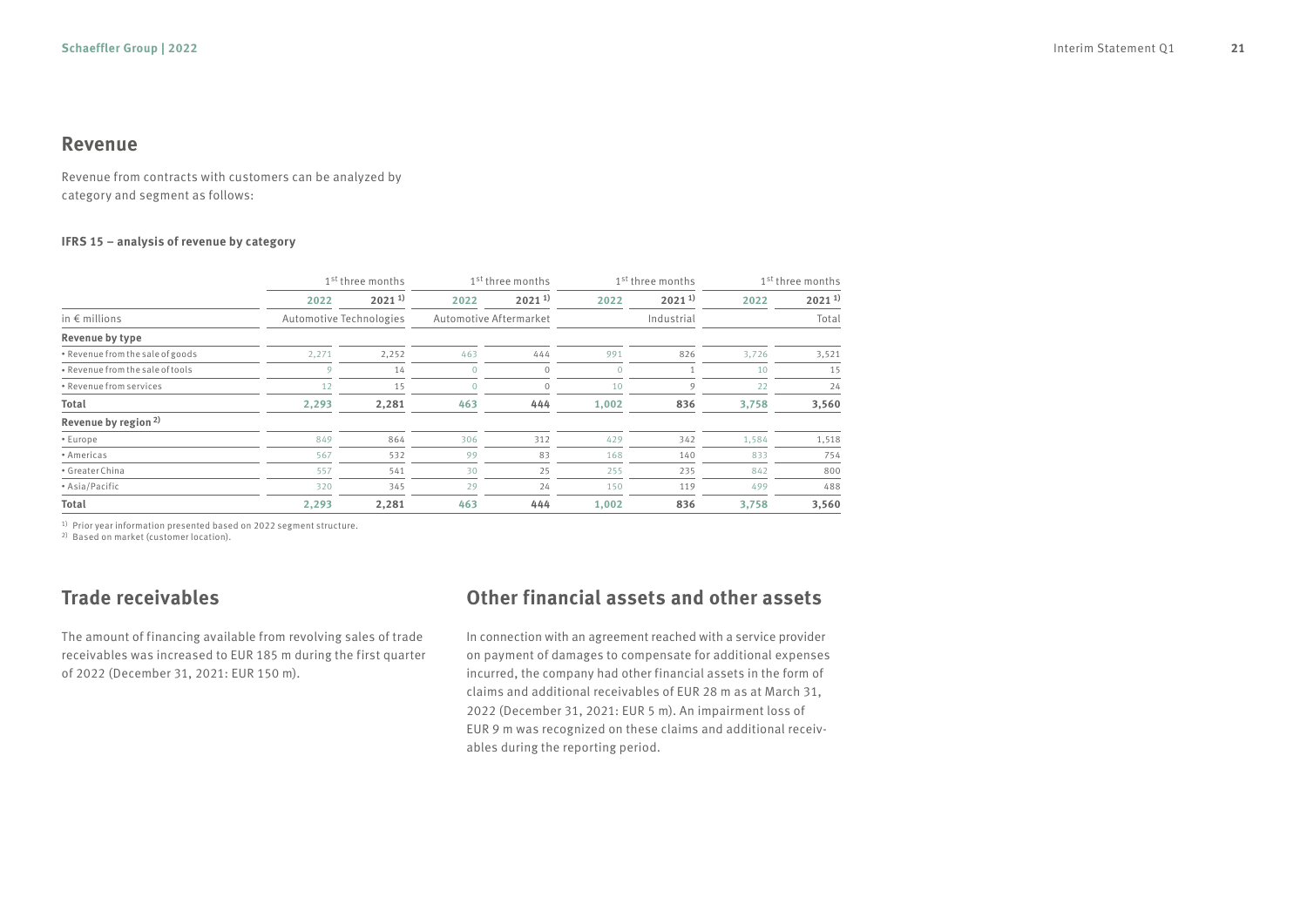## Revenue

Revenue from contracts with customers can be analyzed by category and segment as follows:

**IFRS 15 – analysis of revenue by category**

| | 1st three months | | 1st three months | | 1st three months | | 1st three months | |
|---|---|---|---|---|---|---|---|---|
| | 2022 | 2021 [1] | 2022 | 2021 [1] | 2022 | 2021 [1] | 2022 | 2021 [1] |
| in € millions | Automotive Technologies | | Automotive Aftermarket | | Industrial | | Total | |
| **Revenue by type** | | | | | | | | |
| • Revenue from the sale of goods | 2,271 | 2,252 | 463 | 444 | 991 | 826 | 3,726 | 3,521 |
| • Revenue from the sale of tools | 9 | 14 | 0 | 0 | 0 | 1 | 10 | 15 |
| • Revenue from services | 12 | 15 | 0 | 0 | 10 | 9 | 22 | 24 |
| **Total** | **2,293** | **2,281** | **463** | **444** | **1,002** | **836** | **3,758** | **3,560** |
| **Revenue by region [2]** | | | | | | | | |
| • Europe | 849 | 864 | 306 | 312 | 429 | 342 | 1,584 | 1,518 |
| • Americas | 567 | 532 | 99 | 83 | 168 | 140 | 833 | 754 |
| • Greater China | 557 | 541 | 30 | 25 | 255 | 235 | 842 | 800 |
| • Asia/Pacific | 320 | 345 | 29 | 24 | 150 | 119 | 499 | 488 |
| **Total** | **2,293** | **2,281** | **463** | **444** | **1,002** | **836** | **3,758** | **3,560** |

[1] Prior year information presented based on 2022 segment structure.
[2] Based on market (customer location).

## Trade receivables

The amount of financing available from revolving sales of trade receivables was increased to EUR 185 m during the first quarter of 2022 (December 31, 2021: EUR 150 m).

## Other financial assets and other assets

In connection with an agreement reached with a service provider on payment of damages to compensate for additional expenses incurred, the company had other financial assets in the form of claims and additional receivables of EUR 28 m as at March 31, 2022 (December 31, 2021: EUR 5 m). An impairment loss of EUR 9 m was recognized on these claims and additional receivables during the reporting period.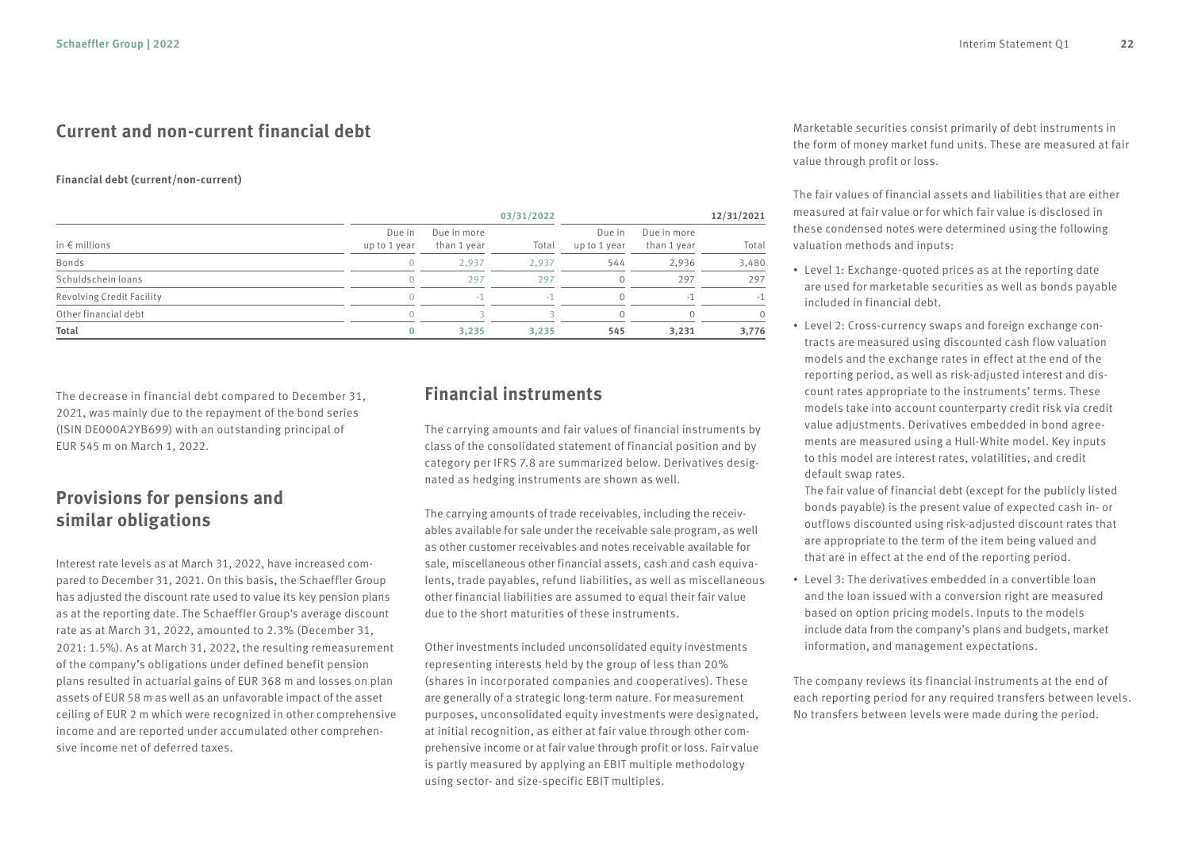## Current and non-current financial debt

**Financial debt (current/non-current)**

| | | | 03/31/2022 | | | 12/31/2021 |
|---|---|---|---|---|---|---|
| in € millions | Due in up to 1 year | Due in more than 1 year | Total | Due in up to 1 year | Due in more than 1 year | Total |
| Bonds | 0 | 2,937 | 2,937 | 544 | 2,936 | 3,480 |
| Schuldschein loans | 0 | 297 | 297 | 0 | 297 | 297 |
| Revolving Credit Facility | 0 | -1 | -1 | 0 | -1 | -1 |
| Other financial debt | 0 | 3 | 3 | 0 | 0 | 0 |
| **Total** | **0** | **3,235** | **3,235** | **545** | **3,231** | **3,776** |

The decrease in financial debt compared to December 31, 2021, was mainly due to the repayment of the bond series (ISIN DE000A2YB699) with an outstanding principal of EUR 545 m on March 1, 2022.

## Provisions for pensions and similar obligations

Interest rate levels as at March 31, 2022, have increased compared to December 31, 2021. On this basis, the Schaeffler Group has adjusted the discount rate used to value its key pension plans as at the reporting date. The Schaeffler Group's average discount rate as at March 31, 2022, amounted to 2.3% (December 31, 2021: 1.5%). As at March 31, 2022, the resulting remeasurement of the company's obligations under defined benefit pension plans resulted in actuarial gains of EUR 368 m and losses on plan assets of EUR 58 m as well as an unfavorable impact of the asset ceiling of EUR 2 m which were recognized in other comprehensive income and are reported under accumulated other comprehensive income net of deferred taxes.

## Financial instruments

The carrying amounts and fair values of financial instruments by class of the consolidated statement of financial position and by category per IFRS 7.8 are summarized below. Derivatives designated as hedging instruments are shown as well.

The carrying amounts of trade receivables, including the receivables available for sale under the receivable sale program, as well as other customer receivables and notes receivable available for sale, miscellaneous other financial assets, cash and cash equivalents, trade payables, refund liabilities, as well as miscellaneous other financial liabilities are assumed to equal their fair value due to the short maturities of these instruments.

Other investments included unconsolidated equity investments representing interests held by the group of less than 20% (shares in incorporated companies and cooperatives). These are generally of a strategic long-term nature. For measurement purposes, unconsolidated equity investments were designated, at initial recognition, as either at fair value through other comprehensive income or at fair value through profit or loss. Fair value is partly measured by applying an EBIT multiple methodology using sector- and size-specific EBIT multiples.

Marketable securities consist primarily of debt instruments in the form of money market fund units. These are measured at fair value through profit or loss.

The fair values of financial assets and liabilities that are either measured at fair value or for which fair value is disclosed in these condensed notes were determined using the following valuation methods and inputs:

- Level 1: Exchange-quoted prices as at the reporting date are used for marketable securities as well as bonds payable included in financial debt.
- Level 2: Cross-currency swaps and foreign exchange contracts are measured using discounted cash flow valuation models and the exchange rates in effect at the end of the reporting period, as well as risk-adjusted interest and discount rates appropriate to the instruments' terms. These models take into account counterparty credit risk via credit value adjustments. Derivatives embedded in bond agreements are measured using a Hull-White model. Key inputs to this model are interest rates, volatilities, and credit default swap rates.
  The fair value of financial debt (except for the publicly listed bonds payable) is the present value of expected cash in- or outflows discounted using risk-adjusted discount rates that are appropriate to the term of the item being valued and that are in effect at the end of the reporting period.
- Level 3: The derivatives embedded in a convertible loan and the loan issued with a conversion right are measured based on option pricing models. Inputs to the models include data from the company's plans and budgets, market information, and management expectations.

The company reviews its financial instruments at the end of each reporting period for any required transfers between levels. No transfers between levels were made during the period.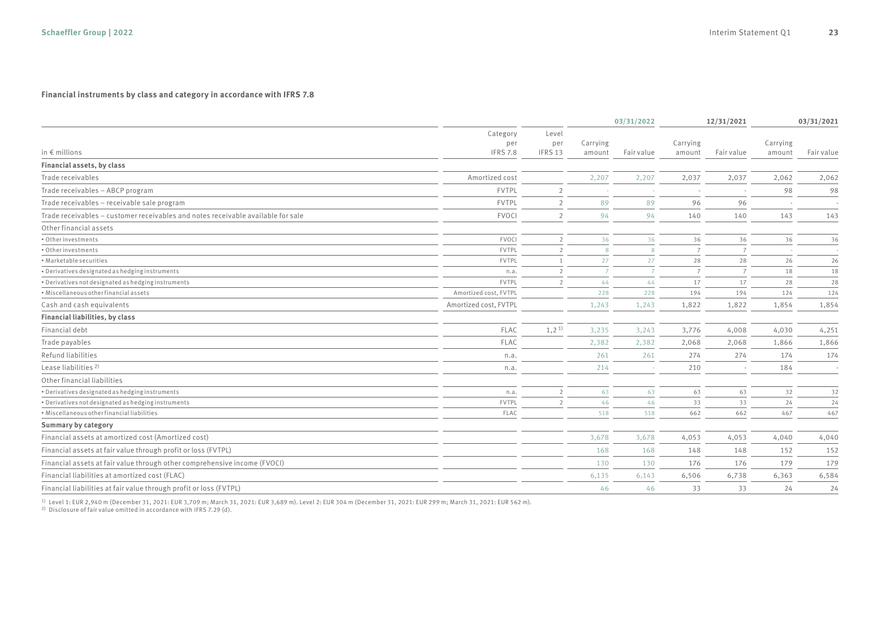### Financial instruments by class and category in accordance with IFRS 7.8

| in € millions | Category per IFRS 7.8 | Level per IFRS 13 | 03/31/2022 Carrying amount | 03/31/2022 Fair value | 12/31/2021 Carrying amount | 12/31/2021 Fair value | 03/31/2021 Carrying amount | 03/31/2021 Fair value |
|---|---|---|---|---|---|---|---|---|
| **Financial assets, by class** | | | | | | | | |
| Trade receivables | Amortized cost | | 2,207 | 2,207 | 2,037 | 2,037 | 2,062 | 2,062 |
| Trade receivables – ABCP program | FVTPL | 2 | - | - | - | - | 98 | 98 |
| Trade receivables – receivable sale program | FVTPL | 2 | 89 | 89 | 96 | 96 | - | - |
| Trade receivables – customer receivables and notes receivable available for sale | FVOCI | 2 | 94 | 94 | 140 | 140 | 143 | 143 |
| Other financial assets | | | | | | | | |
| • Other investments | FVOCI | 2 | 36 | 36 | 36 | 36 | 36 | 36 |
| • Other investments | FVTPL | 2 | 8 | 8 | 7 | 7 | - | - |
| • Marketable securities | FVTPL | 1 | 27 | 27 | 28 | 28 | 26 | 26 |
| • Derivatives designated as hedging instruments | n.a. | 2 | 7 | 7 | 7 | 7 | 18 | 18 |
| • Derivatives not designated as hedging instruments | FVTPL | 2 | 44 | 44 | 17 | 17 | 28 | 28 |
| • Miscellaneous other financial assets | Amortized cost, FVTPL | | 228 | 228 | 194 | 194 | 124 | 124 |
| Cash and cash equivalents | Amortized cost, FVTPL | | 1,243 | 1,243 | 1,822 | 1,822 | 1,854 | 1,854 |
| **Financial liabilities, by class** | | | | | | | | |
| Financial debt | FLAC | 1,2 [1] | 3,235 | 3,243 | 3,776 | 4,008 | 4,030 | 4,251 |
| Trade payables | FLAC | | 2,382 | 2,382 | 2,068 | 2,068 | 1,866 | 1,866 |
| Refund liabilities | n.a. | | 261 | 261 | 274 | 274 | 174 | 174 |
| Lease liabilities [2] | n.a. | | 214 | - | 210 | - | 184 | - |
| Other financial liabilities | | | | | | | | |
| • Derivatives designated as hedging instruments | n.a. | 2 | 63 | 63 | 63 | 63 | 32 | 32 |
| • Derivatives not designated as hedging instruments | FVTPL | 2 | 46 | 46 | 33 | 33 | 24 | 24 |
| • Miscellaneous other financial liabilities | FLAC | | 518 | 518 | 662 | 662 | 467 | 467 |
| **Summary by category** | | | | | | | | |
| Financial assets at amortized cost (Amortized cost) | | | 3,678 | 3,678 | 4,053 | 4,053 | 4,040 | 4,040 |
| Financial assets at fair value through profit or loss (FVTPL) | | | 168 | 168 | 148 | 148 | 152 | 152 |
| Financial assets at fair value through other comprehensive income (FVOCI) | | | 130 | 130 | 176 | 176 | 179 | 179 |
| Financial liabilities at amortized cost (FLAC) | | | 6,135 | 6,143 | 6,506 | 6,738 | 6,363 | 6,584 |
| Financial liabilities at fair value through profit or loss (FVTPL) | | | 46 | 46 | 33 | 33 | 24 | 24 |

[1] Level 1: EUR 2,940 m (December 31, 2021: EUR 3,709 m; March 31, 2021: EUR 3,689 m). Level 2: EUR 304 m (December 31, 2021: EUR 299 m; March 31, 2021: EUR 562 m).
[2] Disclosure of fair value omitted in accordance with IFRS 7.29 (d).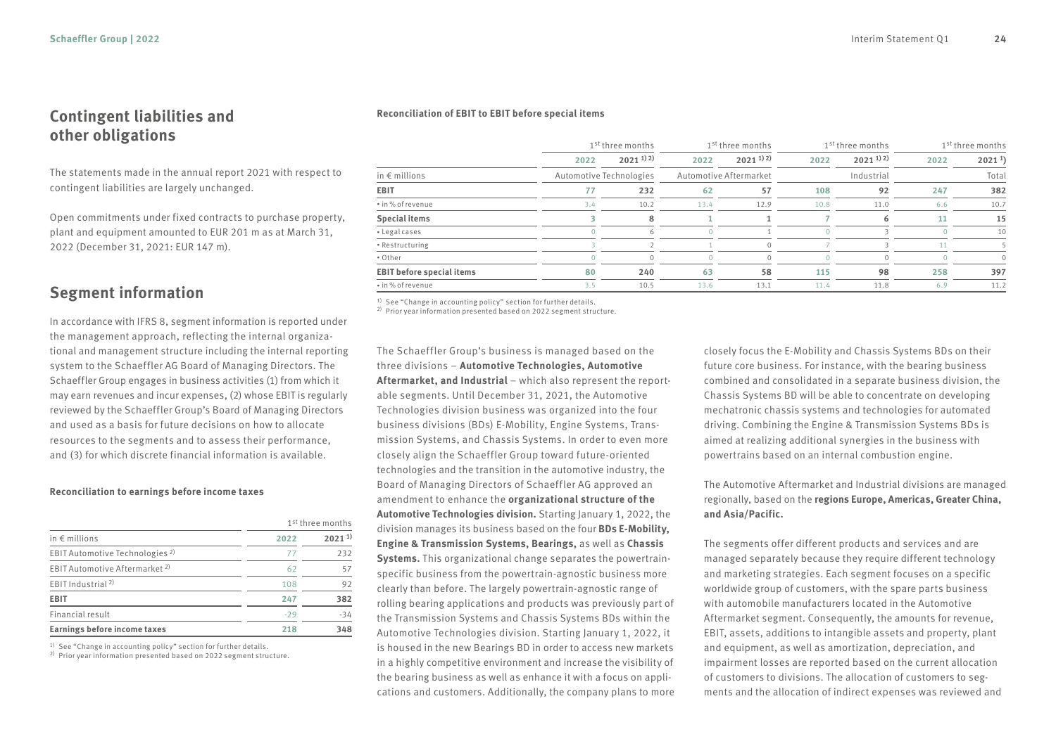## Contingent liabilities and other obligations

The statements made in the annual report 2021 with respect to contingent liabilities are largely unchanged.

Open commitments under fixed contracts to purchase property, plant and equipment amounted to EUR 201 m as at March 31, 2022 (December 31, 2021: EUR 147 m).

## Segment information

In accordance with IFRS 8, segment information is reported under the management approach, reflecting the internal organizational and management structure including the internal reporting system to the Schaeffler AG Board of Managing Directors. The Schaeffler Group engages in business activities (1) from which it may earn revenues and incur expenses, (2) whose EBIT is regularly reviewed by the Schaeffler Group's Board of Managing Directors and used as a basis for future decisions on how to allocate resources to the segments and to assess their performance, and (3) for which discrete financial information is available.

**Reconciliation to earnings before income taxes**

| | 1st three months | |
|---|---|---|
| in € millions | 2022 | 2021 [1] |
| EBIT Automotive Technologies [2] | 77 | 232 |
| EBIT Automotive Aftermarket [2] | 62 | 57 |
| EBIT Industrial [2] | 108 | 92 |
| **EBIT** | **247** | **382** |
| Financial result | -29 | -34 |
| **Earnings before income taxes** | **218** | **348** |

[1] See "Change in accounting policy" section for further details.
[2] Prior year information presented based on 2022 segment structure.

**Reconciliation of EBIT to EBIT before special items**

| | 1st three months | | 1st three months | | 1st three months | | 1st three months | |
|---|---|---|---|---|---|---|---|---|
| | 2022 | 2021 [1) 2)] | 2022 | 2021 [1) 2)] | 2022 | 2021 [1) 2)] | 2022 | 2021 [1)] |
| in € millions | Automotive Technologies | | Automotive Aftermarket | | Industrial | | Total | |
| **EBIT** | **77** | **232** | **62** | **57** | **108** | **92** | **247** | **382** |
| • in % of revenue | 3.4 | 10.2 | 13.4 | 12.9 | 10.8 | 11.0 | 6.6 | 10.7 |
| **Special items** | **3** | **8** | **1** | **1** | **7** | **6** | **11** | **15** |
| • Legal cases | 0 | 6 | 0 | 1 | 0 | 3 | 0 | 10 |
| • Restructuring | 3 | 2 | 1 | 0 | 7 | 3 | 11 | 5 |
| • Other | 0 | 0 | 0 | 0 | 0 | 0 | 0 | 0 |
| **EBIT before special items** | **80** | **240** | **63** | **58** | **115** | **98** | **258** | **397** |
| • in % of revenue | 3.5 | 10.5 | 13.6 | 13.1 | 11.4 | 11.8 | 6.9 | 11.2 |

[1] See "Change in accounting policy" section for further details.
[2] Prior year information presented based on 2022 segment structure.

The Schaeffler Group's business is managed based on the three divisions – **Automotive Technologies, Automotive Aftermarket, and Industrial** – which also represent the reportable segments. Until December 31, 2021, the Automotive Technologies division business was organized into the four business divisions (BDs) E-Mobility, Engine Systems, Transmission Systems, and Chassis Systems. In order to even more closely align the Schaeffler Group toward future-oriented technologies and the transition in the automotive industry, the Board of Managing Directors of Schaeffler AG approved an amendment to enhance the **organizational structure of the Automotive Technologies division.** Starting January 1, 2022, the division manages its business based on the four **BDs E-Mobility, Engine & Transmission Systems, Bearings,** as well as **Chassis Systems.** This organizational change separates the powertrain-specific business from the powertrain-agnostic business more clearly than before. The largely powertrain-agnostic range of rolling bearing applications and products was previously part of the Transmission Systems and Chassis Systems BDs within the Automotive Technologies division. Starting January 1, 2022, it is housed in the new Bearings BD in order to access new markets in a highly competitive environment and increase the visibility of the bearing business as well as enhance it with a focus on applications and customers. Additionally, the company plans to more closely focus the E-Mobility and Chassis Systems BDs on their future core business. For instance, with the bearing business combined and consolidated in a separate business division, the Chassis Systems BD will be able to concentrate on developing mechatronic chassis systems and technologies for automated driving. Combining the Engine & Transmission Systems BDs is aimed at realizing additional synergies in the business with powertrains based on an internal combustion engine.

The Automotive Aftermarket and Industrial divisions are managed regionally, based on the **regions Europe, Americas, Greater China, and Asia/Pacific.**

The segments offer different products and services and are managed separately because they require different technology and marketing strategies. Each segment focuses on a specific worldwide group of customers, with the spare parts business with automobile manufacturers located in the Automotive Aftermarket segment. Consequently, the amounts for revenue, EBIT, assets, additions to intangible assets and property, plant and equipment, as well as amortization, depreciation, and impairment losses are reported based on the current allocation of customers to divisions. The allocation of customers to segments and the allocation of indirect expenses was reviewed and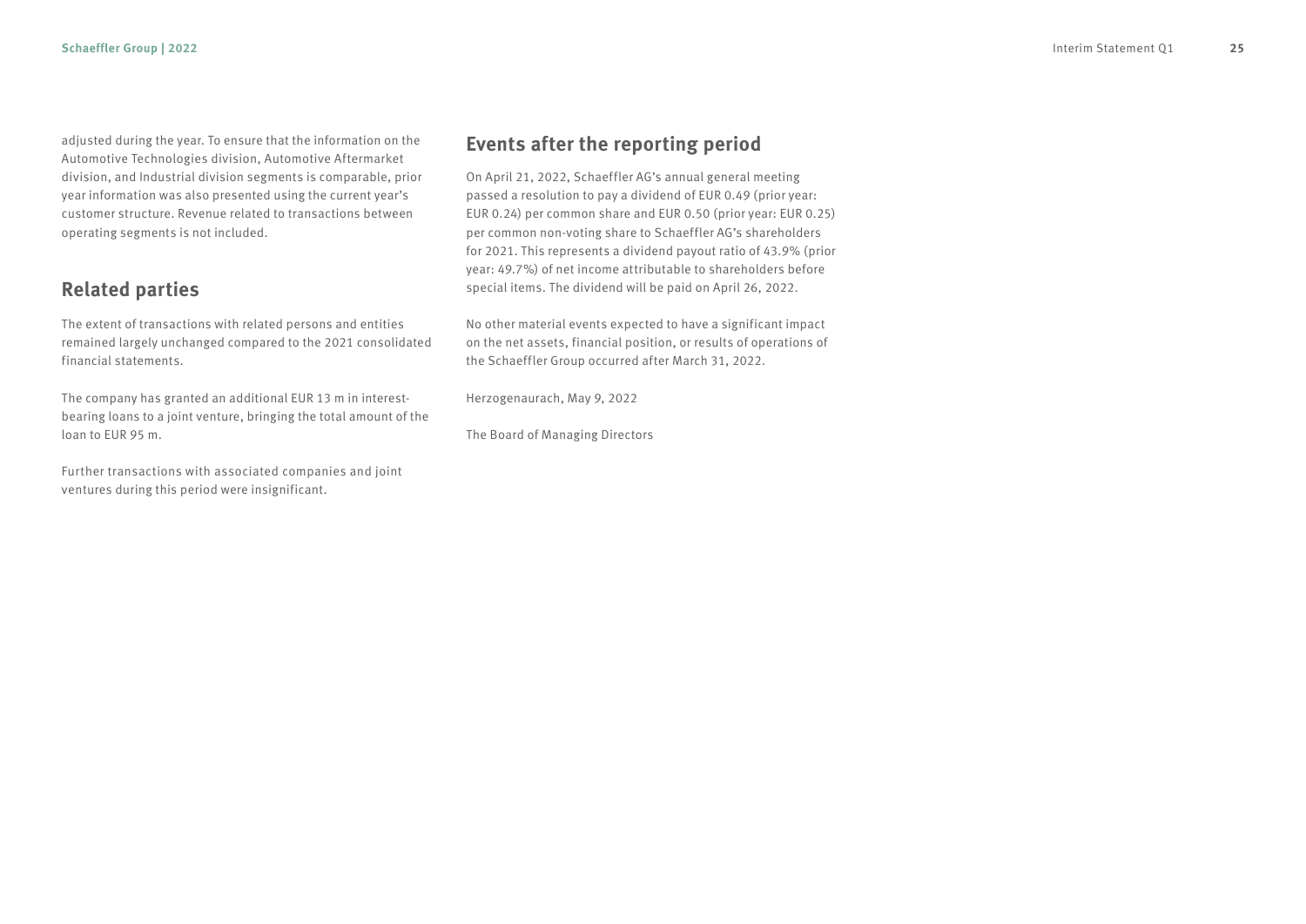adjusted during the year. To ensure that the information on the Automotive Technologies division, Automotive Aftermarket division, and Industrial division segments is comparable, prior year information was also presented using the current year's customer structure. Revenue related to transactions between operating segments is not included.

## Related parties

The extent of transactions with related persons and entities remained largely unchanged compared to the 2021 consolidated financial statements.

The company has granted an additional EUR 13 m in interest-bearing loans to a joint venture, bringing the total amount of the loan to EUR 95 m.

Further transactions with associated companies and joint ventures during this period were insignificant.

## Events after the reporting period

On April 21, 2022, Schaeffler AG's annual general meeting passed a resolution to pay a dividend of EUR 0.49 (prior year: EUR 0.24) per common share and EUR 0.50 (prior year: EUR 0.25) per common non-voting share to Schaeffler AG's shareholders for 2021. This represents a dividend payout ratio of 43.9% (prior year: 49.7%) of net income attributable to shareholders before special items. The dividend will be paid on April 26, 2022.

No other material events expected to have a significant impact on the net assets, financial position, or results of operations of the Schaeffler Group occurred after March 31, 2022.

Herzogenaurach, May 9, 2022

The Board of Managing Directors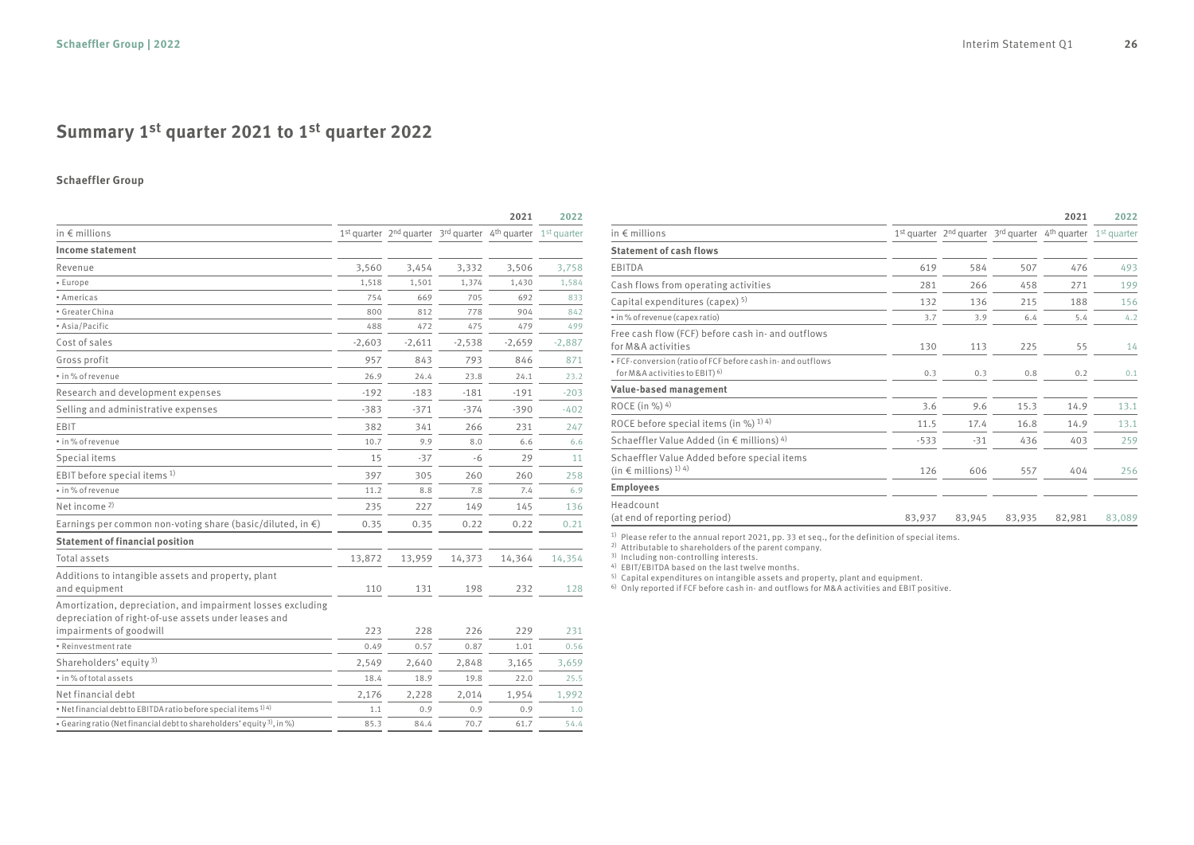# Summary 1st quarter 2021 to 1st quarter 2022

### Schaeffler Group

| | 2021 | | | | 2022 |
|---|---|---|---|---|---|
| in € millions | 1st quarter | 2nd quarter | 3rd quarter | 4th quarter | 1st quarter |
| **Income statement** | | | | | |
| Revenue | 3,560 | 3,454 | 3,332 | 3,506 | 3,758 |
| • Europe | 1,518 | 1,501 | 1,374 | 1,430 | 1,584 |
| • Americas | 754 | 669 | 705 | 692 | 833 |
| • Greater China | 800 | 812 | 778 | 904 | 842 |
| • Asia/Pacific | 488 | 472 | 475 | 479 | 499 |
| Cost of sales | -2,603 | -2,611 | -2,538 | -2,659 | -2,887 |
| Gross profit | 957 | 843 | 793 | 846 | 871 |
| • in % of revenue | 26.9 | 24.4 | 23.8 | 24.1 | 23.2 |
| Research and development expenses | -192 | -183 | -181 | -191 | -203 |
| Selling and administrative expenses | -383 | -371 | -374 | -390 | -402 |
| EBIT | 382 | 341 | 266 | 231 | 247 |
| • in % of revenue | 10.7 | 9.9 | 8.0 | 6.6 | 6.6 |
| Special items | 15 | -37 | -6 | 29 | 11 |
| EBIT before special items [1] | 397 | 305 | 260 | 260 | 258 |
| • in % of revenue | 11.2 | 8.8 | 7.8 | 7.4 | 6.9 |
| Net income [2] | 235 | 227 | 149 | 145 | 136 |
| Earnings per common non-voting share (basic/diluted, in €) | 0.35 | 0.35 | 0.22 | 0.22 | 0.21 |
| **Statement of financial position** | | | | | |
| Total assets | 13,872 | 13,959 | 14,373 | 14,364 | 14,354 |
| Additions to intangible assets and property, plant and equipment | 110 | 131 | 198 | 232 | 128 |
| Amortization, depreciation, and impairment losses excluding depreciation of right-of-use assets under leases and impairments of goodwill | 223 | 228 | 226 | 229 | 231 |
| • Reinvestment rate | 0.49 | 0.57 | 0.87 | 1.01 | 0.56 |
| Shareholders' equity [3] | 2,549 | 2,640 | 2,848 | 3,165 | 3,659 |
| • in % of total assets | 18.4 | 18.9 | 19.8 | 22.0 | 25.5 |
| Net financial debt | 2,176 | 2,228 | 2,014 | 1,954 | 1,992 |
| • Net financial debt to EBITDA ratio before special items [1] [4] | 1.1 | 0.9 | 0.9 | 0.9 | 1.0 |
| • Gearing ratio (Net financial debt to shareholders' equity [3], in %) | 85.3 | 84.4 | 70.7 | 61.7 | 54.4 |

| | 2021 | | | | 2022 |
|---|---|---|---|---|---|
| in € millions | 1st quarter | 2nd quarter | 3rd quarter | 4th quarter | 1st quarter |
| **Statement of cash flows** | | | | | |
| EBITDA | 619 | 584 | 507 | 476 | 493 |
| Cash flows from operating activities | 281 | 266 | 458 | 271 | 199 |
| Capital expenditures (capex) [5] | 132 | 136 | 215 | 188 | 156 |
| • in % of revenue (capex ratio) | 3.7 | 3.9 | 6.4 | 5.4 | 4.2 |
| Free cash flow (FCF) before cash in- and outflows for M&A activities | 130 | 113 | 225 | 55 | 14 |
| • FCF-conversion (ratio of FCF before cash in- and outflows for M&A activities to EBIT) [6] | 0.3 | 0.3 | 0.8 | 0.2 | 0.1 |
| **Value-based management** | | | | | |
| ROCE (in %) [4] | 3.6 | 9.6 | 15.3 | 14.9 | 13.1 |
| ROCE before special items (in %) [1] [4] | 11.5 | 17.4 | 16.8 | 14.9 | 13.1 |
| Schaeffler Value Added (in € millions) [4] | -533 | -31 | 436 | 403 | 259 |
| Schaeffler Value Added before special items (in € millions) [1] [4] | 126 | 606 | 557 | 404 | 256 |
| **Employees** | | | | | |
| Headcount (at end of reporting period) | 83,937 | 83,945 | 83,935 | 82,981 | 83,089 |

[1] Please refer to the annual report 2021, pp. 33 et seq., for the definition of special items.
[2] Attributable to shareholders of the parent company.
[3] Including non-controlling interests.
[4] EBIT/EBITDA based on the last twelve months.
[5] Capital expenditures on intangible assets and property, plant and equipment.
[6] Only reported if FCF before cash in- and outflows for M&A activities and EBIT positive.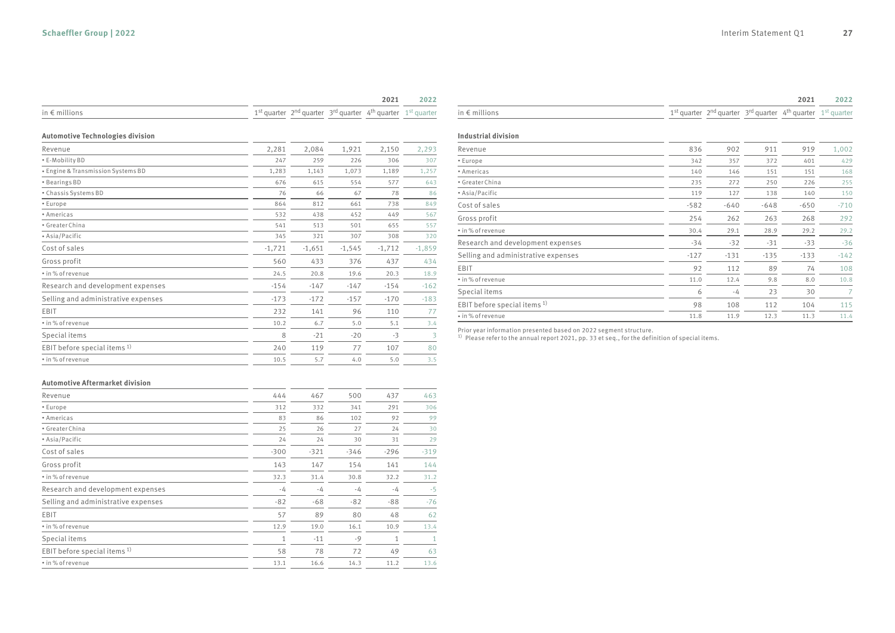| in € millions | 2021 1st quarter | 2021 2nd quarter | 2021 3rd quarter | 2021 4th quarter | 2022 1st quarter |
|---|---|---|---|---|---|
| **Automotive Technologies division** | | | | | |
| Revenue | 2,281 | 2,084 | 1,921 | 2,150 | 2,293 |
| • E-Mobility BD | 247 | 259 | 226 | 306 | 307 |
| • Engine & Transmission Systems BD | 1,283 | 1,143 | 1,073 | 1,189 | 1,257 |
| • Bearings BD | 676 | 615 | 554 | 577 | 643 |
| • Chassis Systems BD | 76 | 66 | 67 | 78 | 86 |
| • Europe | 864 | 812 | 661 | 738 | 849 |
| • Americas | 532 | 438 | 452 | 449 | 567 |
| • Greater China | 541 | 513 | 501 | 655 | 557 |
| • Asia/Pacific | 345 | 321 | 307 | 308 | 320 |
| Cost of sales | -1,721 | -1,651 | -1,545 | -1,712 | -1,859 |
| Gross profit | 560 | 433 | 376 | 437 | 434 |
| • in % of revenue | 24.5 | 20.8 | 19.6 | 20.3 | 18.9 |
| Research and development expenses | -154 | -147 | -147 | -154 | -162 |
| Selling and administrative expenses | -173 | -172 | -157 | -170 | -183 |
| EBIT | 232 | 141 | 96 | 110 | 77 |
| • in % of revenue | 10.2 | 6.7 | 5.0 | 5.1 | 3.4 |
| Special items | 8 | -21 | -20 | -3 | 3 |
| EBIT before special items [1] | 240 | 119 | 77 | 107 | 80 |
| • in % of revenue | 10.5 | 5.7 | 4.0 | 5.0 | 3.5 |

| in € millions | 2021 1st quarter | 2021 2nd quarter | 2021 3rd quarter | 2021 4th quarter | 2022 1st quarter |
|---|---|---|---|---|---|
| **Automotive Aftermarket division** | | | | | |
| Revenue | 444 | 467 | 500 | 437 | 463 |
| • Europe | 312 | 332 | 341 | 291 | 306 |
| • Americas | 83 | 86 | 102 | 92 | 99 |
| • Greater China | 25 | 26 | 27 | 24 | 30 |
| • Asia/Pacific | 24 | 24 | 30 | 31 | 29 |
| Cost of sales | -300 | -321 | -346 | -296 | -319 |
| Gross profit | 143 | 147 | 154 | 141 | 144 |
| • in % of revenue | 32.3 | 31.4 | 30.8 | 32.2 | 31.2 |
| Research and development expenses | -4 | -4 | -4 | -4 | -5 |
| Selling and administrative expenses | -82 | -68 | -82 | -88 | -76 |
| EBIT | 57 | 89 | 80 | 48 | 62 |
| • in % of revenue | 12.9 | 19.0 | 16.1 | 10.9 | 13.4 |
| Special items | 1 | -11 | -9 | 1 | 1 |
| EBIT before special items [1] | 58 | 78 | 72 | 49 | 63 |
| • in % of revenue | 13.1 | 16.6 | 14.3 | 11.2 | 13.6 |

| in € millions | 2021 1st quarter | 2021 2nd quarter | 2021 3rd quarter | 2021 4th quarter | 2022 1st quarter |
|---|---|---|---|---|---|
| **Industrial division** | | | | | |
| Revenue | 836 | 902 | 911 | 919 | 1,002 |
| • Europe | 342 | 357 | 372 | 401 | 429 |
| • Americas | 140 | 146 | 151 | 151 | 168 |
| • Greater China | 235 | 272 | 250 | 226 | 255 |
| • Asia/Pacific | 119 | 127 | 138 | 140 | 150 |
| Cost of sales | -582 | -640 | -648 | -650 | -710 |
| Gross profit | 254 | 262 | 263 | 268 | 292 |
| • in % of revenue | 30.4 | 29.1 | 28.9 | 29.2 | 29.2 |
| Research and development expenses | -34 | -32 | -31 | -33 | -36 |
| Selling and administrative expenses | -127 | -131 | -135 | -133 | -142 |
| EBIT | 92 | 112 | 89 | 74 | 108 |
| • in % of revenue | 11.0 | 12.4 | 9.8 | 8.0 | 10.8 |
| Special items | 6 | -4 | 23 | 30 | 7 |
| EBIT before special items [1] | 98 | 108 | 112 | 104 | 115 |
| • in % of revenue | 11.8 | 11.9 | 12.3 | 11.3 | 11.4 |

Prior year information presented based on 2022 segment structure.

[1] Please refer to the annual report 2021, pp. 33 et seq., for the definition of special items.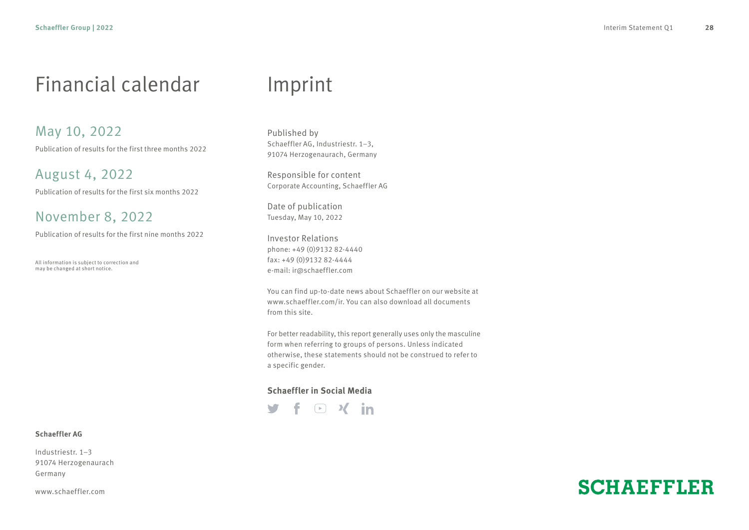# Financial calendar

## May 10, 2022

Publication of results for the first three months 2022

## August 4, 2022

Publication of results for the first six months 2022

## November 8, 2022

Publication of results for the first nine months 2022

All information is subject to correction and may be changed at short notice.

# Imprint

Published by
Schaeffler AG, Industriestr. 1–3,
91074 Herzogenaurach, Germany

Responsible for content
Corporate Accounting, Schaeffler AG

Date of publication
Tuesday, May 10, 2022

Investor Relations
phone: +49 (0)9132 82-4440
fax: +49 (0)9132 82-4444
e-mail: ir@schaeffler.com

You can find up-to-date news about Schaeffler on our website at www.schaeffler.com/ir. You can also download all documents from this site.

For better readability, this report generally uses only the masculine form when referring to groups of persons. Unless indicated otherwise, these statements should not be construed to refer to a specific gender.

**Schaeffler in Social Media**

**Schaeffler AG**

Industriestr. 1–3
91074 Herzogenaurach
Germany

www.schaeffler.com

SCHAEFFLER